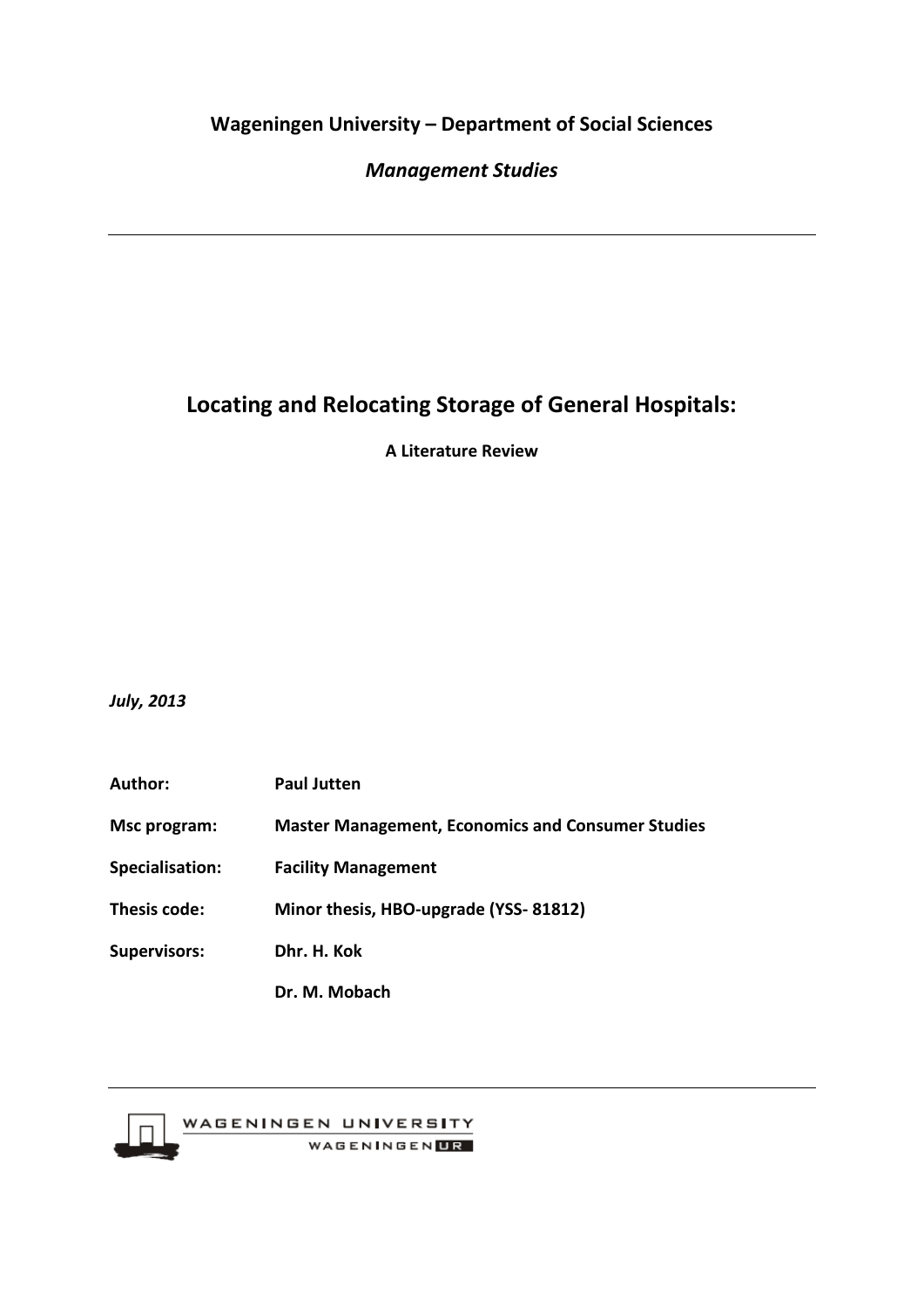**Wageningen University – Department of Social Sciences**

***Management Studies***

---

# Locating and Relocating Storage of General Hospitals:

**A Literature Review**

***July, 2013***

| | |
|---|---|
| **Author:** | **Paul Jutten** |
| **Msc program:** | **Master Management, Economics and Consumer Studies** |
| **Specialisation:** | **Facility Management** |
| **Thesis code:** | **Minor thesis, HBO-upgrade (YSS- 81812)** |
| **Supervisors:** | **Dhr. H. Kok** |
| | **Dr. M. Mobach** |

---

WAGENINGEN UNIVERSITY

WAGENINGEN UR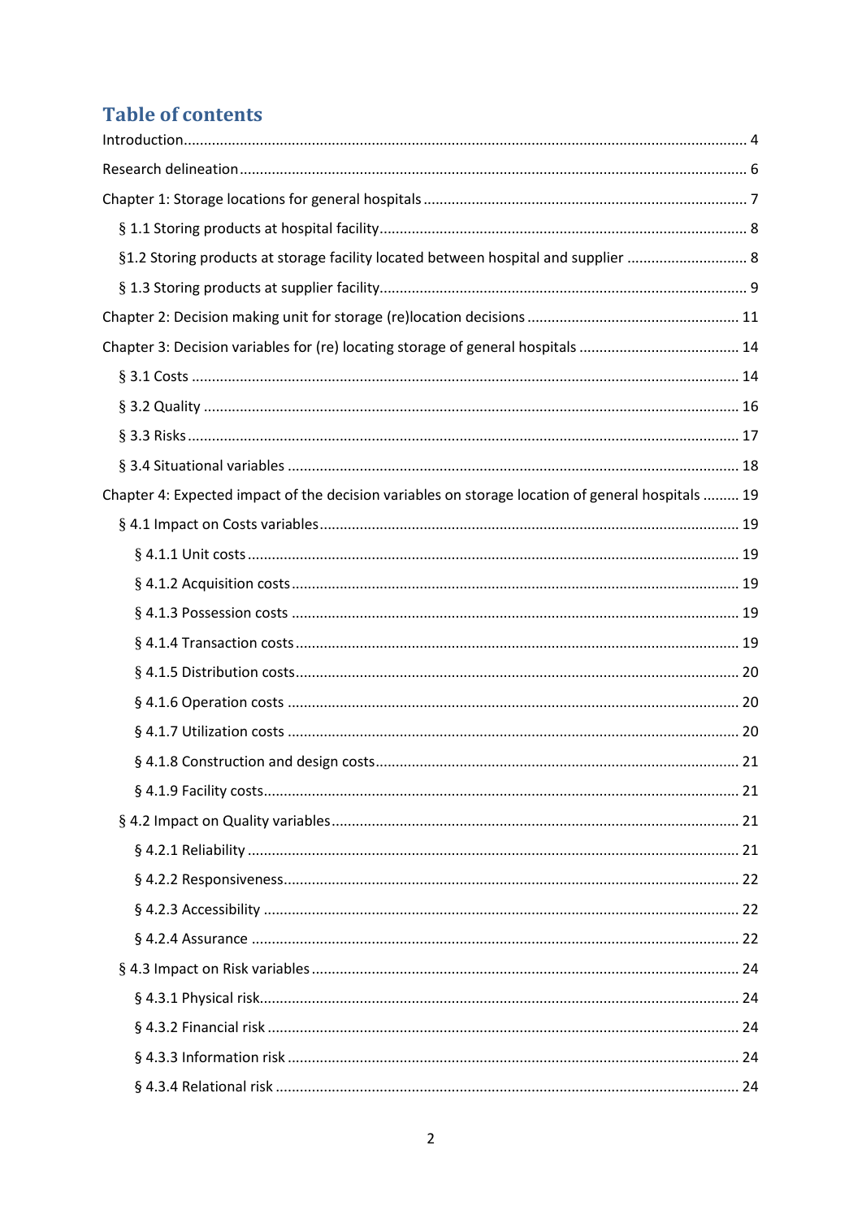## Table of contents

Introduction........................................................................................................................... 4

Research delineation.............................................................................................................. 6

Chapter 1: Storage locations for general hospitals ................................................................. 7

§ 1.1 Storing products at hospital facility........................................................................... 8

§1.2 Storing products at storage facility located between hospital and supplier ............................. 8

§ 1.3 Storing products at supplier facility........................................................................... 9

Chapter 2: Decision making unit for storage (re)location decisions ...................................... 11

Chapter 3: Decision variables for (re) locating storage of general hospitals ........................ 14

§ 3.1 Costs ....................................................................................................................... 14

§ 3.2 Quality .................................................................................................................... 16

§ 3.3 Risks ........................................................................................................................ 17

§ 3.4 Situational variables ............................................................................................... 18

Chapter 4: Expected impact of the decision variables on storage location of general hospitals ......... 19

§ 4.1 Impact on Costs variables........................................................................................ 19

§ 4.1.1 Unit costs ........................................................................................................ 19

§ 4.1.2 Acquisition costs.............................................................................................. 19

§ 4.1.3 Possession costs ............................................................................................. 19

§ 4.1.4 Transaction costs............................................................................................. 19

§ 4.1.5 Distribution costs............................................................................................. 20

§ 4.1.6 Operation costs ............................................................................................... 20

§ 4.1.7 Utilization costs .............................................................................................. 20

§ 4.1.8 Construction and design costs......................................................................... 21

§ 4.1.9 Facility costs..................................................................................................... 21

§ 4.2 Impact on Quality variables...................................................................................... 21

§ 4.2.1 Reliability ......................................................................................................... 21

§ 4.2.2 Responsiveness................................................................................................ 22

§ 4.2.3 Accessibility ..................................................................................................... 22

§ 4.2.4 Assurance ........................................................................................................ 22

§ 4.3 Impact on Risk variables.......................................................................................... 24

§ 4.3.1 Physical risk...................................................................................................... 24

§ 4.3.2 Financial risk .................................................................................................... 24

§ 4.3.3 Information risk ............................................................................................... 24

§ 4.3.4 Relational risk .................................................................................................. 24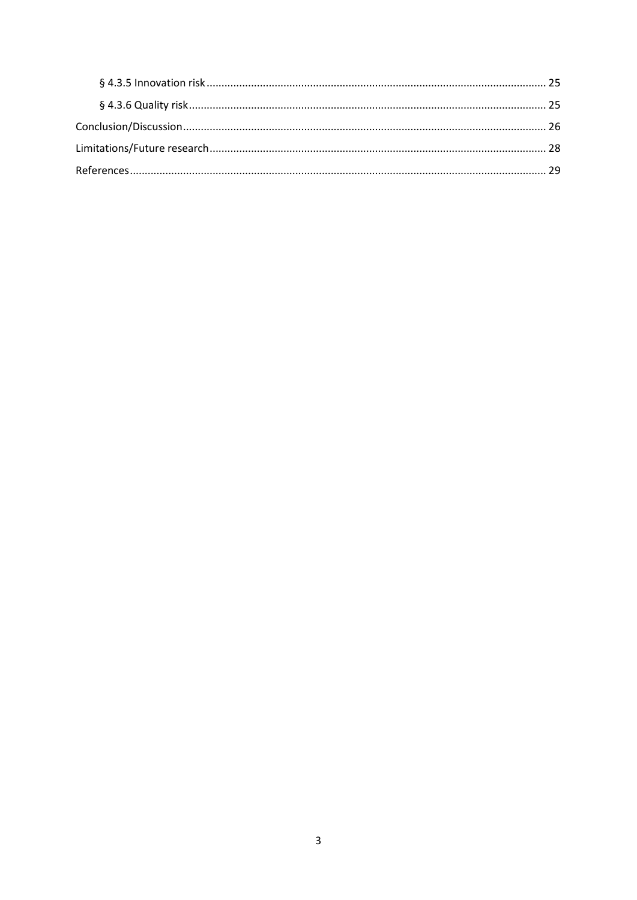§ 4.3.5 Innovation risk ........................................................................................................ 25

§ 4.3.6 Quality risk ............................................................................................................ 25

Conclusion/Discussion ........................................................................................................ 26

Limitations/Future research ................................................................................................ 28

References .......................................................................................................................... 29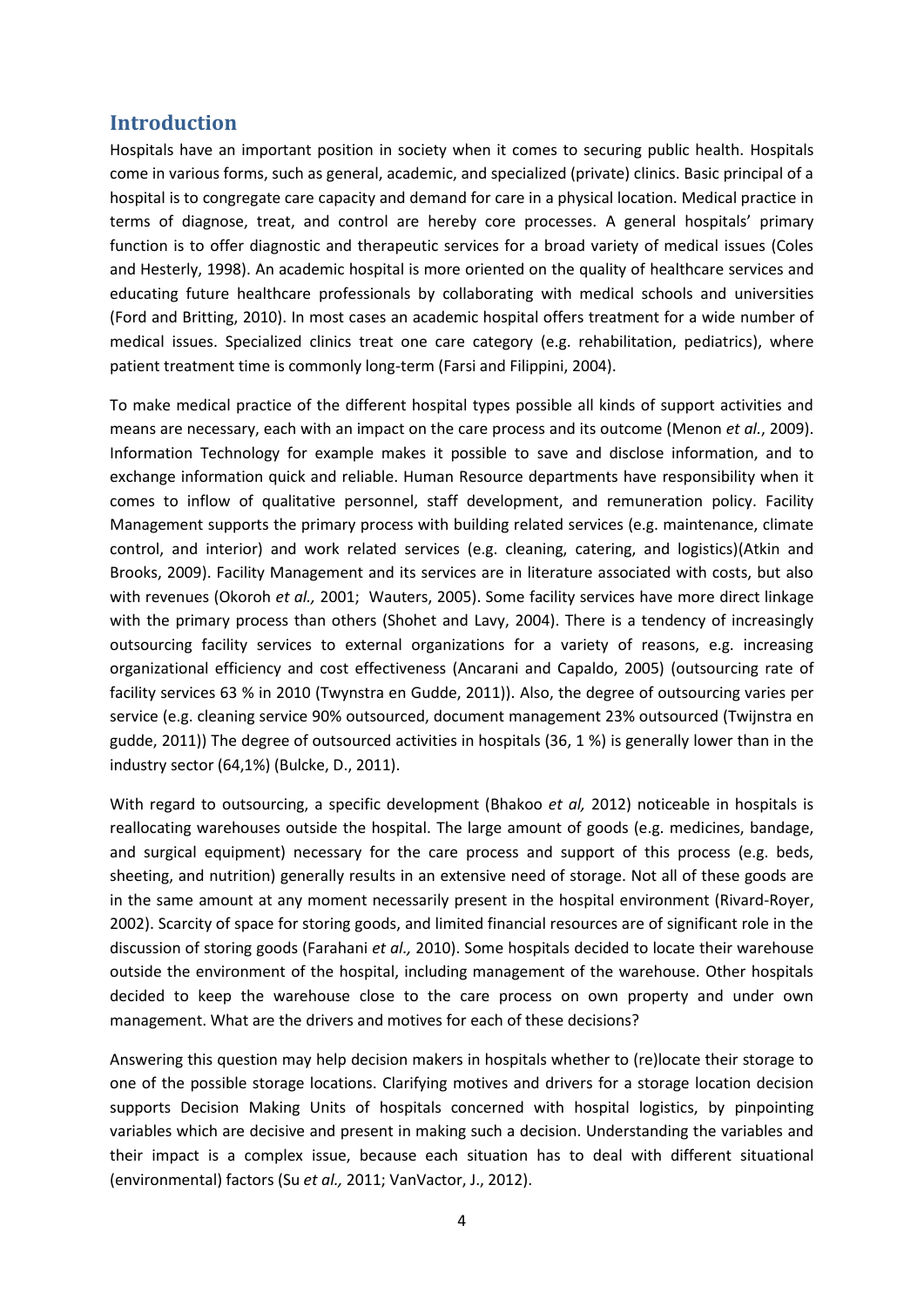## Introduction

Hospitals have an important position in society when it comes to securing public health. Hospitals come in various forms, such as general, academic, and specialized (private) clinics. Basic principal of a hospital is to congregate care capacity and demand for care in a physical location. Medical practice in terms of diagnose, treat, and control are hereby core processes. A general hospitals' primary function is to offer diagnostic and therapeutic services for a broad variety of medical issues (Coles and Hesterly, 1998). An academic hospital is more oriented on the quality of healthcare services and educating future healthcare professionals by collaborating with medical schools and universities (Ford and Britting, 2010). In most cases an academic hospital offers treatment for a wide number of medical issues. Specialized clinics treat one care category (e.g. rehabilitation, pediatrics), where patient treatment time is commonly long-term (Farsi and Filippini, 2004).

To make medical practice of the different hospital types possible all kinds of support activities and means are necessary, each with an impact on the care process and its outcome (Menon *et al.*, 2009). Information Technology for example makes it possible to save and disclose information, and to exchange information quick and reliable. Human Resource departments have responsibility when it comes to inflow of qualitative personnel, staff development, and remuneration policy. Facility Management supports the primary process with building related services (e.g. maintenance, climate control, and interior) and work related services (e.g. cleaning, catering, and logistics)(Atkin and Brooks, 2009). Facility Management and its services are in literature associated with costs, but also with revenues (Okoroh *et al.,* 2001; Wauters, 2005). Some facility services have more direct linkage with the primary process than others (Shohet and Lavy, 2004). There is a tendency of increasingly outsourcing facility services to external organizations for a variety of reasons, e.g. increasing organizational efficiency and cost effectiveness (Ancarani and Capaldo, 2005) (outsourcing rate of facility services 63 % in 2010 (Twynstra en Gudde, 2011)). Also, the degree of outsourcing varies per service (e.g. cleaning service 90% outsourced, document management 23% outsourced (Twijnstra en gudde, 2011)) The degree of outsourced activities in hospitals (36, 1 %) is generally lower than in the industry sector (64,1%) (Bulcke, D., 2011).

With regard to outsourcing, a specific development (Bhakoo *et al,* 2012) noticeable in hospitals is reallocating warehouses outside the hospital. The large amount of goods (e.g. medicines, bandage, and surgical equipment) necessary for the care process and support of this process (e.g. beds, sheeting, and nutrition) generally results in an extensive need of storage. Not all of these goods are in the same amount at any moment necessarily present in the hospital environment (Rivard-Royer, 2002). Scarcity of space for storing goods, and limited financial resources are of significant role in the discussion of storing goods (Farahani *et al.,* 2010). Some hospitals decided to locate their warehouse outside the environment of the hospital, including management of the warehouse. Other hospitals decided to keep the warehouse close to the care process on own property and under own management. What are the drivers and motives for each of these decisions?

Answering this question may help decision makers in hospitals whether to (re)locate their storage to one of the possible storage locations. Clarifying motives and drivers for a storage location decision supports Decision Making Units of hospitals concerned with hospital logistics, by pinpointing variables which are decisive and present in making such a decision. Understanding the variables and their impact is a complex issue, because each situation has to deal with different situational (environmental) factors (Su *et al.,* 2011; VanVactor, J., 2012).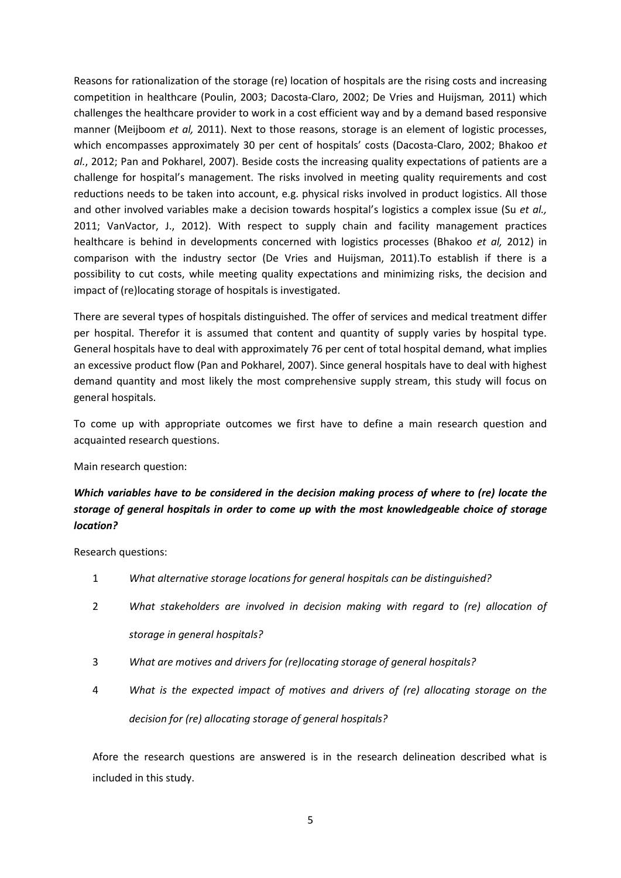Reasons for rationalization of the storage (re) location of hospitals are the rising costs and increasing competition in healthcare (Poulin, 2003; Dacosta-Claro, 2002; De Vries and Huijsman*,* 2011) which challenges the healthcare provider to work in a cost efficient way and by a demand based responsive manner (Meijboom *et al,* 2011). Next to those reasons, storage is an element of logistic processes, which encompasses approximately 30 per cent of hospitals' costs (Dacosta-Claro, 2002; Bhakoo *et al.*, 2012; Pan and Pokharel, 2007). Beside costs the increasing quality expectations of patients are a challenge for hospital's management. The risks involved in meeting quality requirements and cost reductions needs to be taken into account, e.g. physical risks involved in product logistics. All those and other involved variables make a decision towards hospital's logistics a complex issue (Su *et al.,* 2011; VanVactor, J., 2012). With respect to supply chain and facility management practices healthcare is behind in developments concerned with logistics processes (Bhakoo *et al,* 2012) in comparison with the industry sector (De Vries and Huijsman, 2011).To establish if there is a possibility to cut costs, while meeting quality expectations and minimizing risks, the decision and impact of (re)locating storage of hospitals is investigated.

There are several types of hospitals distinguished. The offer of services and medical treatment differ per hospital. Therefor it is assumed that content and quantity of supply varies by hospital type. General hospitals have to deal with approximately 76 per cent of total hospital demand, what implies an excessive product flow (Pan and Pokharel, 2007). Since general hospitals have to deal with highest demand quantity and most likely the most comprehensive supply stream, this study will focus on general hospitals.

To come up with appropriate outcomes we first have to define a main research question and acquainted research questions.

Main research question:

***Which variables have to be considered in the decision making process of where to (re) locate the storage of general hospitals in order to come up with the most knowledgeable choice of storage location?***

Research questions:

1. *What alternative storage locations for general hospitals can be distinguished?*
2. *What stakeholders are involved in decision making with regard to (re) allocation of storage in general hospitals?*
3. *What are motives and drivers for (re)locating storage of general hospitals?*
4. *What is the expected impact of motives and drivers of (re) allocating storage on the decision for (re) allocating storage of general hospitals?*

Afore the research questions are answered is in the research delineation described what is included in this study.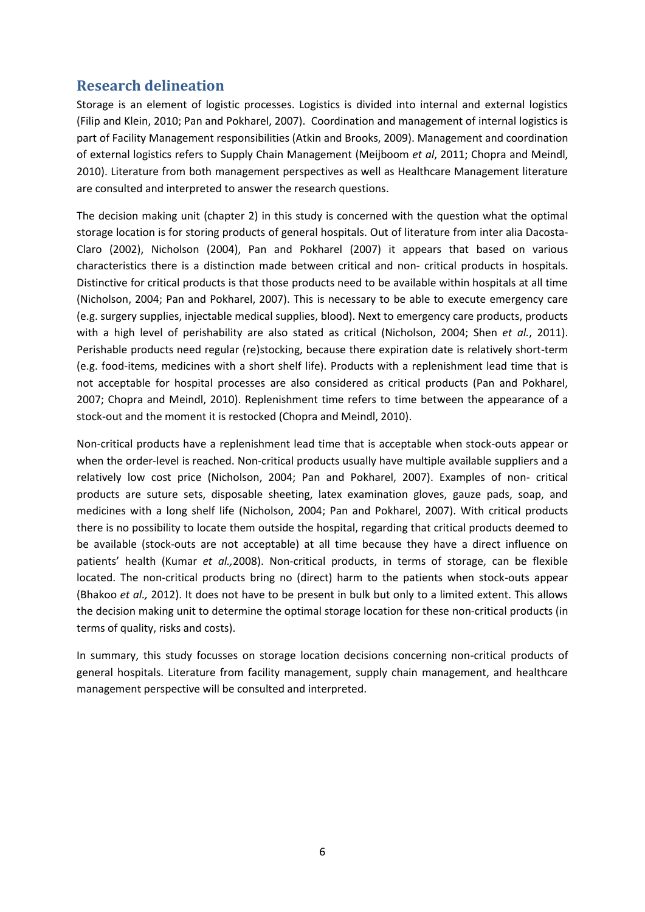## Research delineation

Storage is an element of logistic processes. Logistics is divided into internal and external logistics (Filip and Klein, 2010; Pan and Pokharel, 2007). Coordination and management of internal logistics is part of Facility Management responsibilities (Atkin and Brooks, 2009). Management and coordination of external logistics refers to Supply Chain Management (Meijboom *et al*, 2011; Chopra and Meindl, 2010). Literature from both management perspectives as well as Healthcare Management literature are consulted and interpreted to answer the research questions.

The decision making unit (chapter 2) in this study is concerned with the question what the optimal storage location is for storing products of general hospitals. Out of literature from inter alia Dacosta-Claro (2002), Nicholson (2004), Pan and Pokharel (2007) it appears that based on various characteristics there is a distinction made between critical and non- critical products in hospitals. Distinctive for critical products is that those products need to be available within hospitals at all time (Nicholson, 2004; Pan and Pokharel, 2007). This is necessary to be able to execute emergency care (e.g. surgery supplies, injectable medical supplies, blood). Next to emergency care products, products with a high level of perishability are also stated as critical (Nicholson, 2004; Shen *et al.*, 2011). Perishable products need regular (re)stocking, because there expiration date is relatively short-term (e.g. food-items, medicines with a short shelf life). Products with a replenishment lead time that is not acceptable for hospital processes are also considered as critical products (Pan and Pokharel, 2007; Chopra and Meindl, 2010). Replenishment time refers to time between the appearance of a stock-out and the moment it is restocked (Chopra and Meindl, 2010).

Non-critical products have a replenishment lead time that is acceptable when stock-outs appear or when the order-level is reached. Non-critical products usually have multiple available suppliers and a relatively low cost price (Nicholson, 2004; Pan and Pokharel, 2007). Examples of non- critical products are suture sets, disposable sheeting, latex examination gloves, gauze pads, soap, and medicines with a long shelf life (Nicholson, 2004; Pan and Pokharel, 2007). With critical products there is no possibility to locate them outside the hospital, regarding that critical products deemed to be available (stock-outs are not acceptable) at all time because they have a direct influence on patients' health (Kumar *et al.,*2008). Non-critical products, in terms of storage, can be flexible located. The non-critical products bring no (direct) harm to the patients when stock-outs appear (Bhakoo *et al.,* 2012). It does not have to be present in bulk but only to a limited extent. This allows the decision making unit to determine the optimal storage location for these non-critical products (in terms of quality, risks and costs).

In summary, this study focusses on storage location decisions concerning non-critical products of general hospitals. Literature from facility management, supply chain management, and healthcare management perspective will be consulted and interpreted.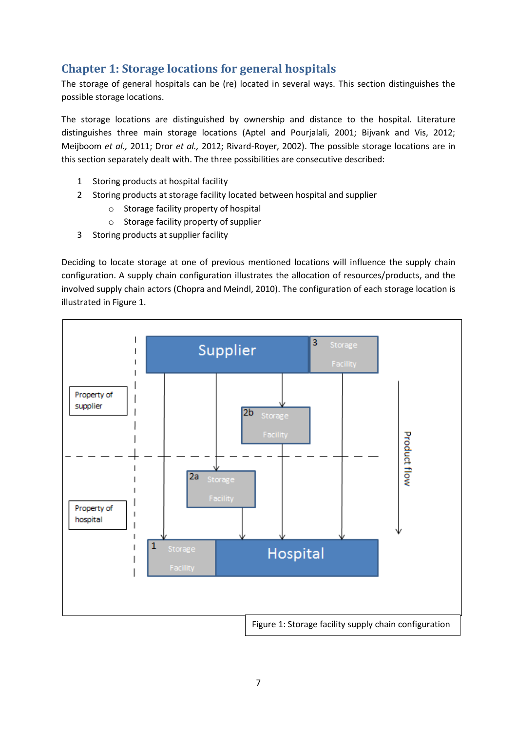## Chapter 1: Storage locations for general hospitals

The storage of general hospitals can be (re) located in several ways. This section distinguishes the possible storage locations.

The storage locations are distinguished by ownership and distance to the hospital. Literature distinguishes three main storage locations (Aptel and Pourjalali, 2001; Bijvank and Vis, 2012; Meijboom *et al.,* 2011; Dror *et al.,* 2012; Rivard-Royer, 2002). The possible storage locations are in this section separately dealt with. The three possibilities are consecutive described:

1. Storing products at hospital facility
2. Storing products at storage facility located between hospital and supplier
   - Storage facility property of hospital
   - Storage facility property of supplier
3. Storing products at supplier facility

Deciding to locate storage at one of previous mentioned locations will influence the supply chain configuration. A supply chain configuration illustrates the allocation of resources/products, and the involved supply chain actors (Chopra and Meindl, 2010). The configuration of each storage location is illustrated in Figure 1.

Figure 1: Storage facility supply chain configuration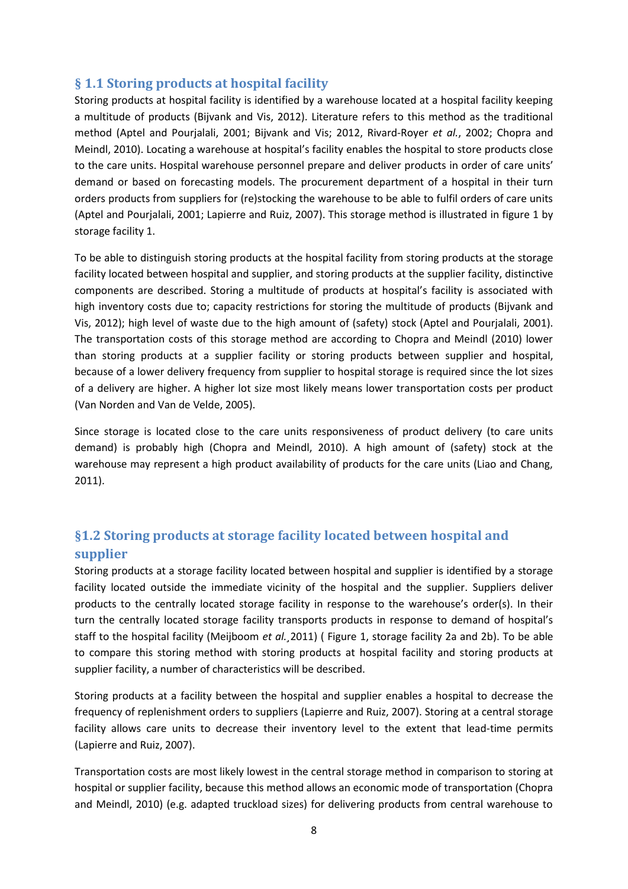## § 1.1 Storing products at hospital facility

Storing products at hospital facility is identified by a warehouse located at a hospital facility keeping a multitude of products (Bijvank and Vis, 2012). Literature refers to this method as the traditional method (Aptel and Pourjalali, 2001; Bijvank and Vis; 2012, Rivard-Royer *et al.*, 2002; Chopra and Meindl, 2010). Locating a warehouse at hospital's facility enables the hospital to store products close to the care units. Hospital warehouse personnel prepare and deliver products in order of care units' demand or based on forecasting models. The procurement department of a hospital in their turn orders products from suppliers for (re)stocking the warehouse to be able to fulfil orders of care units (Aptel and Pourjalali, 2001; Lapierre and Ruiz, 2007). This storage method is illustrated in figure 1 by storage facility 1.

To be able to distinguish storing products at the hospital facility from storing products at the storage facility located between hospital and supplier, and storing products at the supplier facility, distinctive components are described. Storing a multitude of products at hospital's facility is associated with high inventory costs due to; capacity restrictions for storing the multitude of products (Bijvank and Vis, 2012); high level of waste due to the high amount of (safety) stock (Aptel and Pourjalali, 2001). The transportation costs of this storage method are according to Chopra and Meindl (2010) lower than storing products at a supplier facility or storing products between supplier and hospital, because of a lower delivery frequency from supplier to hospital storage is required since the lot sizes of a delivery are higher. A higher lot size most likely means lower transportation costs per product (Van Norden and Van de Velde, 2005).

Since storage is located close to the care units responsiveness of product delivery (to care units demand) is probably high (Chopra and Meindl, 2010). A high amount of (safety) stock at the warehouse may represent a high product availability of products for the care units (Liao and Chang, 2011).

## §1.2 Storing products at storage facility located between hospital and supplier

Storing products at a storage facility located between hospital and supplier is identified by a storage facility located outside the immediate vicinity of the hospital and the supplier. Suppliers deliver products to the centrally located storage facility in response to the warehouse's order(s). In their turn the centrally located storage facility transports products in response to demand of hospital's staff to the hospital facility (Meijboom *et al.*¸2011) ( Figure 1, storage facility 2a and 2b). To be able to compare this storing method with storing products at hospital facility and storing products at supplier facility, a number of characteristics will be described.

Storing products at a facility between the hospital and supplier enables a hospital to decrease the frequency of replenishment orders to suppliers (Lapierre and Ruiz, 2007). Storing at a central storage facility allows care units to decrease their inventory level to the extent that lead-time permits (Lapierre and Ruiz, 2007).

Transportation costs are most likely lowest in the central storage method in comparison to storing at hospital or supplier facility, because this method allows an economic mode of transportation (Chopra and Meindl, 2010) (e.g. adapted truckload sizes) for delivering products from central warehouse to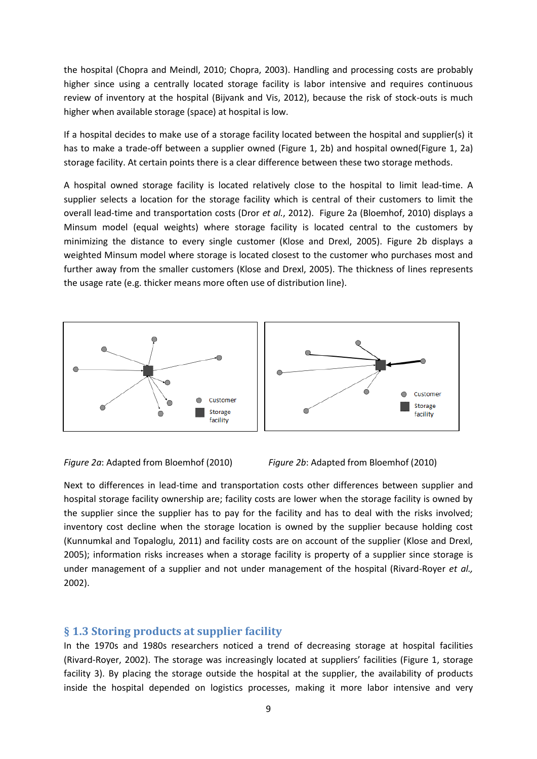the hospital (Chopra and Meindl, 2010; Chopra, 2003). Handling and processing costs are probably higher since using a centrally located storage facility is labor intensive and requires continuous review of inventory at the hospital (Bijvank and Vis, 2012), because the risk of stock-outs is much higher when available storage (space) at hospital is low.

If a hospital decides to make use of a storage facility located between the hospital and supplier(s) it has to make a trade-off between a supplier owned (Figure 1, 2b) and hospital owned(Figure 1, 2a) storage facility. At certain points there is a clear difference between these two storage methods.

A hospital owned storage facility is located relatively close to the hospital to limit lead-time. A supplier selects a location for the storage facility which is central of their customers to limit the overall lead-time and transportation costs (Dror *et al.*, 2012). Figure 2a (Bloemhof, 2010) displays a Minsum model (equal weights) where storage facility is located central to the customers by minimizing the distance to every single customer (Klose and Drexl, 2005). Figure 2b displays a weighted Minsum model where storage is located closest to the customer who purchases most and further away from the smaller customers (Klose and Drexl, 2005). The thickness of lines represents the usage rate (e.g. thicker means more often use of distribution line).

*Figure 2a*: Adapted from Bloemhof (2010)

*Figure 2b*: Adapted from Bloemhof (2010)

Next to differences in lead-time and transportation costs other differences between supplier and hospital storage facility ownership are; facility costs are lower when the storage facility is owned by the supplier since the supplier has to pay for the facility and has to deal with the risks involved; inventory cost decline when the storage location is owned by the supplier because holding cost (Kunnumkal and Topaloglu, 2011) and facility costs are on account of the supplier (Klose and Drexl, 2005); information risks increases when a storage facility is property of a supplier since storage is under management of a supplier and not under management of the hospital (Rivard-Royer *et al.,* 2002).

## § 1.3 Storing products at supplier facility

In the 1970s and 1980s researchers noticed a trend of decreasing storage at hospital facilities (Rivard-Royer, 2002). The storage was increasingly located at suppliers' facilities (Figure 1, storage facility 3). By placing the storage outside the hospital at the supplier, the availability of products inside the hospital depended on logistics processes, making it more labor intensive and very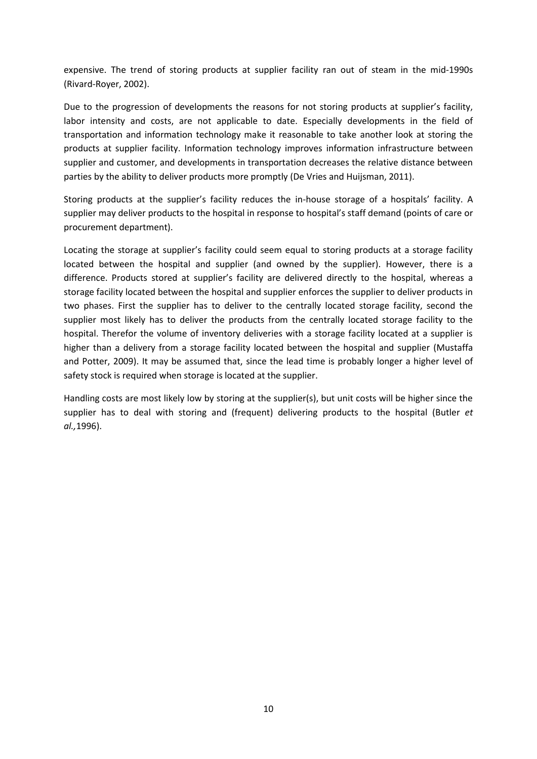expensive. The trend of storing products at supplier facility ran out of steam in the mid-1990s (Rivard-Royer, 2002).

Due to the progression of developments the reasons for not storing products at supplier's facility, labor intensity and costs, are not applicable to date. Especially developments in the field of transportation and information technology make it reasonable to take another look at storing the products at supplier facility. Information technology improves information infrastructure between supplier and customer, and developments in transportation decreases the relative distance between parties by the ability to deliver products more promptly (De Vries and Huijsman, 2011).

Storing products at the supplier's facility reduces the in-house storage of a hospitals' facility. A supplier may deliver products to the hospital in response to hospital's staff demand (points of care or procurement department).

Locating the storage at supplier's facility could seem equal to storing products at a storage facility located between the hospital and supplier (and owned by the supplier). However, there is a difference. Products stored at supplier's facility are delivered directly to the hospital, whereas a storage facility located between the hospital and supplier enforces the supplier to deliver products in two phases. First the supplier has to deliver to the centrally located storage facility, second the supplier most likely has to deliver the products from the centrally located storage facility to the hospital. Therefor the volume of inventory deliveries with a storage facility located at a supplier is higher than a delivery from a storage facility located between the hospital and supplier (Mustaffa and Potter, 2009). It may be assumed that, since the lead time is probably longer a higher level of safety stock is required when storage is located at the supplier.

Handling costs are most likely low by storing at the supplier(s), but unit costs will be higher since the supplier has to deal with storing and (frequent) delivering products to the hospital (Butler *et al.,*1996).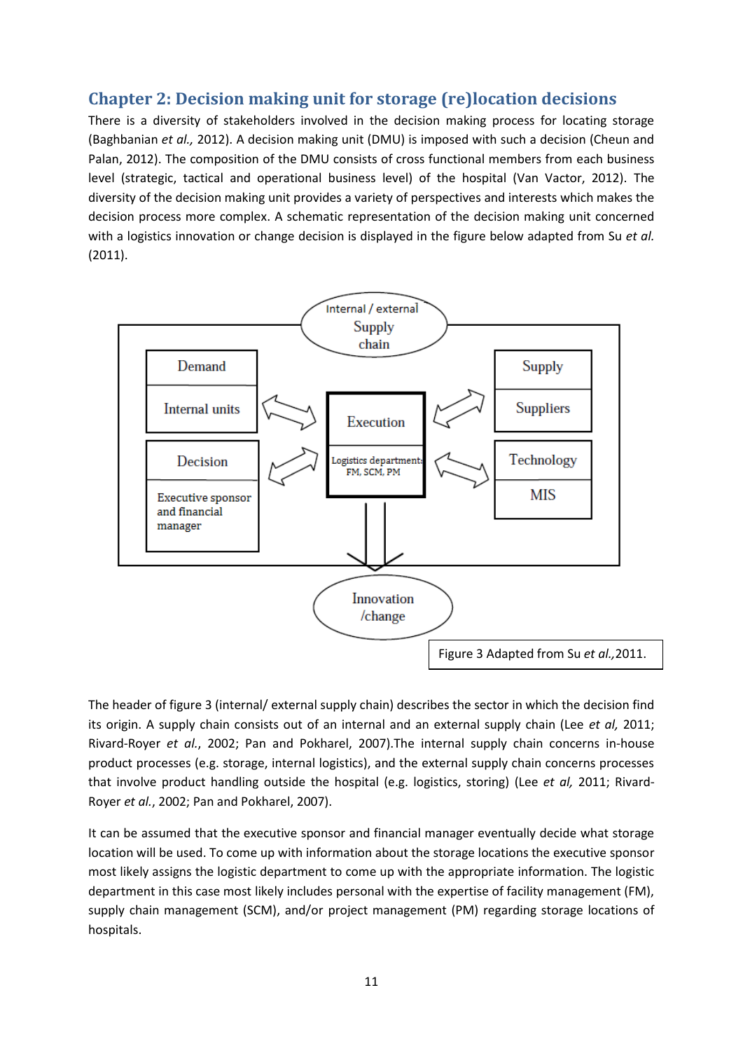## Chapter 2: Decision making unit for storage (re)location decisions

There is a diversity of stakeholders involved in the decision making process for locating storage (Baghbanian *et al.,* 2012). A decision making unit (DMU) is imposed with such a decision (Cheun and Palan, 2012). The composition of the DMU consists of cross functional members from each business level (strategic, tactical and operational business level) of the hospital (Van Vactor, 2012). The diversity of the decision making unit provides a variety of perspectives and interests which makes the decision process more complex. A schematic representation of the decision making unit concerned with a logistics innovation or change decision is displayed in the figure below adapted from Su *et al.* (2011).

Internal / external Supply chain

Demand — Internal units

Decision — Executive sponsor and financial manager

Execution — Logistics department: FM, SCM, PM

Supply — Suppliers

Technology — MIS

Innovation /change

Figure 3 Adapted from Su *et al.,*2011.

The header of figure 3 (internal/ external supply chain) describes the sector in which the decision find its origin. A supply chain consists out of an internal and an external supply chain (Lee *et al,* 2011; Rivard-Royer *et al.*, 2002; Pan and Pokharel, 2007).The internal supply chain concerns in-house product processes (e.g. storage, internal logistics), and the external supply chain concerns processes that involve product handling outside the hospital (e.g. logistics, storing) (Lee *et al,* 2011; Rivard-Royer *et al.*, 2002; Pan and Pokharel, 2007).

It can be assumed that the executive sponsor and financial manager eventually decide what storage location will be used. To come up with information about the storage locations the executive sponsor most likely assigns the logistic department to come up with the appropriate information. The logistic department in this case most likely includes personal with the expertise of facility management (FM), supply chain management (SCM), and/or project management (PM) regarding storage locations of hospitals.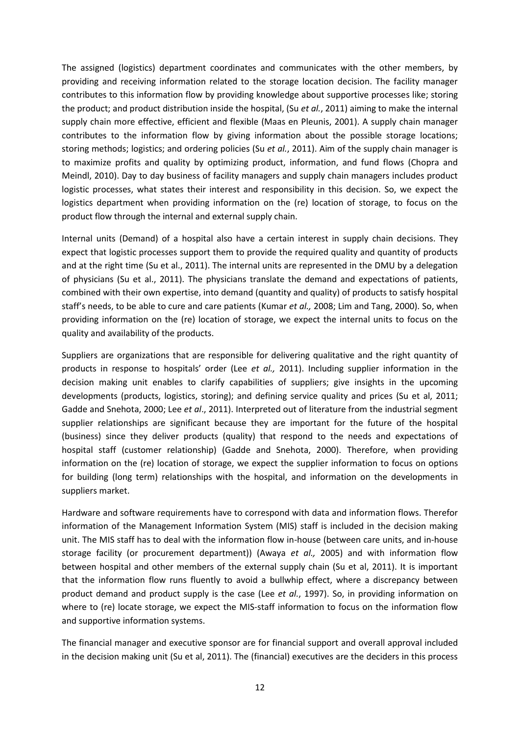The assigned (logistics) department coordinates and communicates with the other members, by providing and receiving information related to the storage location decision. The facility manager contributes to this information flow by providing knowledge about supportive processes like; storing the product; and product distribution inside the hospital, (Su *et al.*, 2011) aiming to make the internal supply chain more effective, efficient and flexible (Maas en Pleunis, 2001). A supply chain manager contributes to the information flow by giving information about the possible storage locations; storing methods; logistics; and ordering policies (Su *et al.*, 2011). Aim of the supply chain manager is to maximize profits and quality by optimizing product, information, and fund flows (Chopra and Meindl, 2010). Day to day business of facility managers and supply chain managers includes product logistic processes, what states their interest and responsibility in this decision. So, we expect the logistics department when providing information on the (re) location of storage, to focus on the product flow through the internal and external supply chain.

Internal units (Demand) of a hospital also have a certain interest in supply chain decisions. They expect that logistic processes support them to provide the required quality and quantity of products and at the right time (Su et al., 2011). The internal units are represented in the DMU by a delegation of physicians (Su et al., 2011). The physicians translate the demand and expectations of patients, combined with their own expertise, into demand (quantity and quality) of products to satisfy hospital staff's needs, to be able to cure and care patients (Kumar *et al.,* 2008; Lim and Tang, 2000). So, when providing information on the (re) location of storage, we expect the internal units to focus on the quality and availability of the products.

Suppliers are organizations that are responsible for delivering qualitative and the right quantity of products in response to hospitals' order (Lee *et al.,* 2011). Including supplier information in the decision making unit enables to clarify capabilities of suppliers; give insights in the upcoming developments (products, logistics, storing); and defining service quality and prices (Su et al, 2011; Gadde and Snehota, 2000; Lee *et al*., 2011). Interpreted out of literature from the industrial segment supplier relationships are significant because they are important for the future of the hospital (business) since they deliver products (quality) that respond to the needs and expectations of hospital staff (customer relationship) (Gadde and Snehota, 2000). Therefore, when providing information on the (re) location of storage, we expect the supplier information to focus on options for building (long term) relationships with the hospital, and information on the developments in suppliers market.

Hardware and software requirements have to correspond with data and information flows. Therefor information of the Management Information System (MIS) staff is included in the decision making unit. The MIS staff has to deal with the information flow in-house (between care units, and in-house storage facility (or procurement department)) (Awaya *et al.,* 2005) and with information flow between hospital and other members of the external supply chain (Su et al, 2011). It is important that the information flow runs fluently to avoid a bullwhip effect, where a discrepancy between product demand and product supply is the case (Lee *et al.*, 1997). So, in providing information on where to (re) locate storage, we expect the MIS-staff information to focus on the information flow and supportive information systems.

The financial manager and executive sponsor are for financial support and overall approval included in the decision making unit (Su et al, 2011). The (financial) executives are the deciders in this process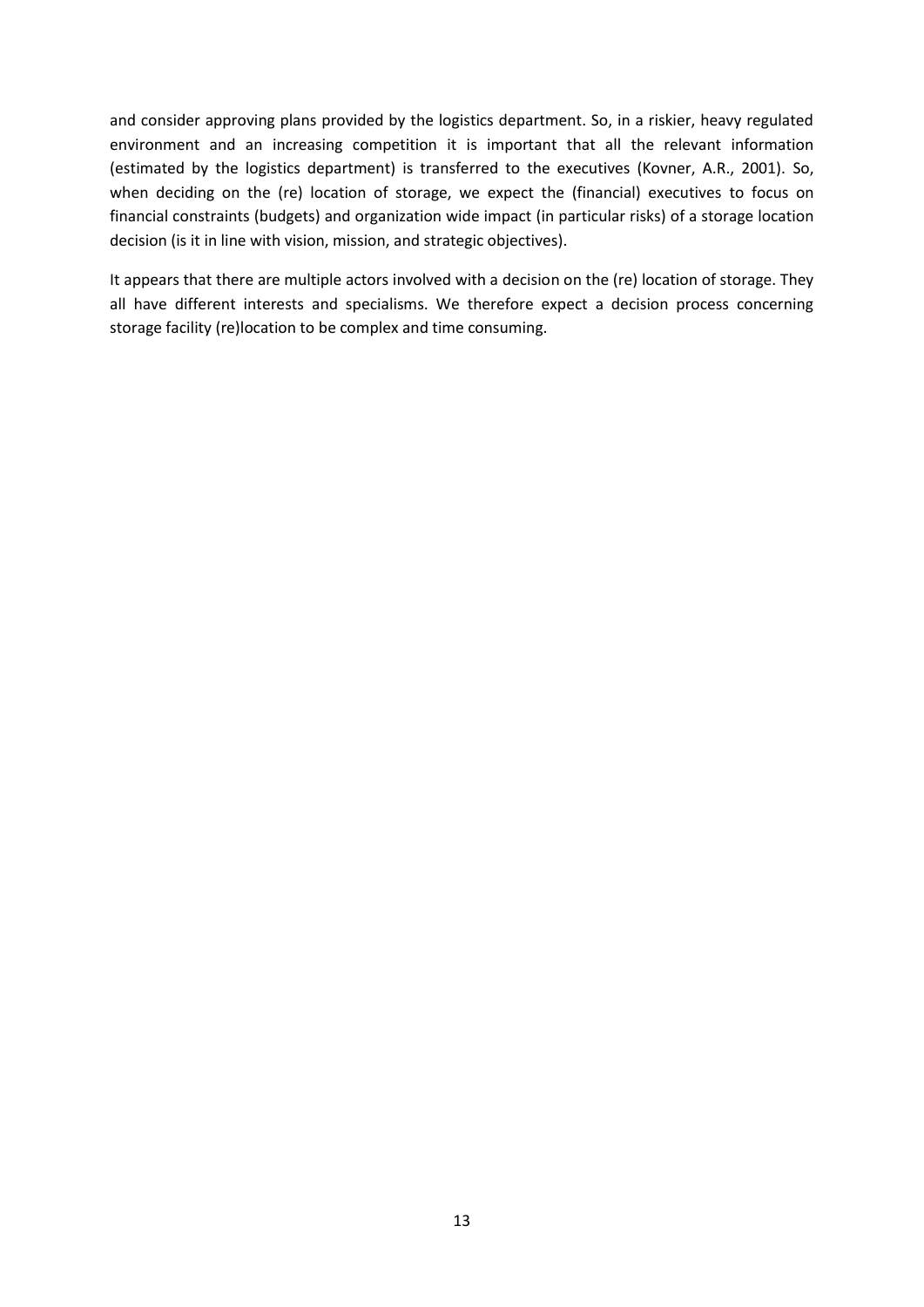and consider approving plans provided by the logistics department. So, in a riskier, heavy regulated environment and an increasing competition it is important that all the relevant information (estimated by the logistics department) is transferred to the executives (Kovner, A.R., 2001). So, when deciding on the (re) location of storage, we expect the (financial) executives to focus on financial constraints (budgets) and organization wide impact (in particular risks) of a storage location decision (is it in line with vision, mission, and strategic objectives).

It appears that there are multiple actors involved with a decision on the (re) location of storage. They all have different interests and specialisms. We therefore expect a decision process concerning storage facility (re)location to be complex and time consuming.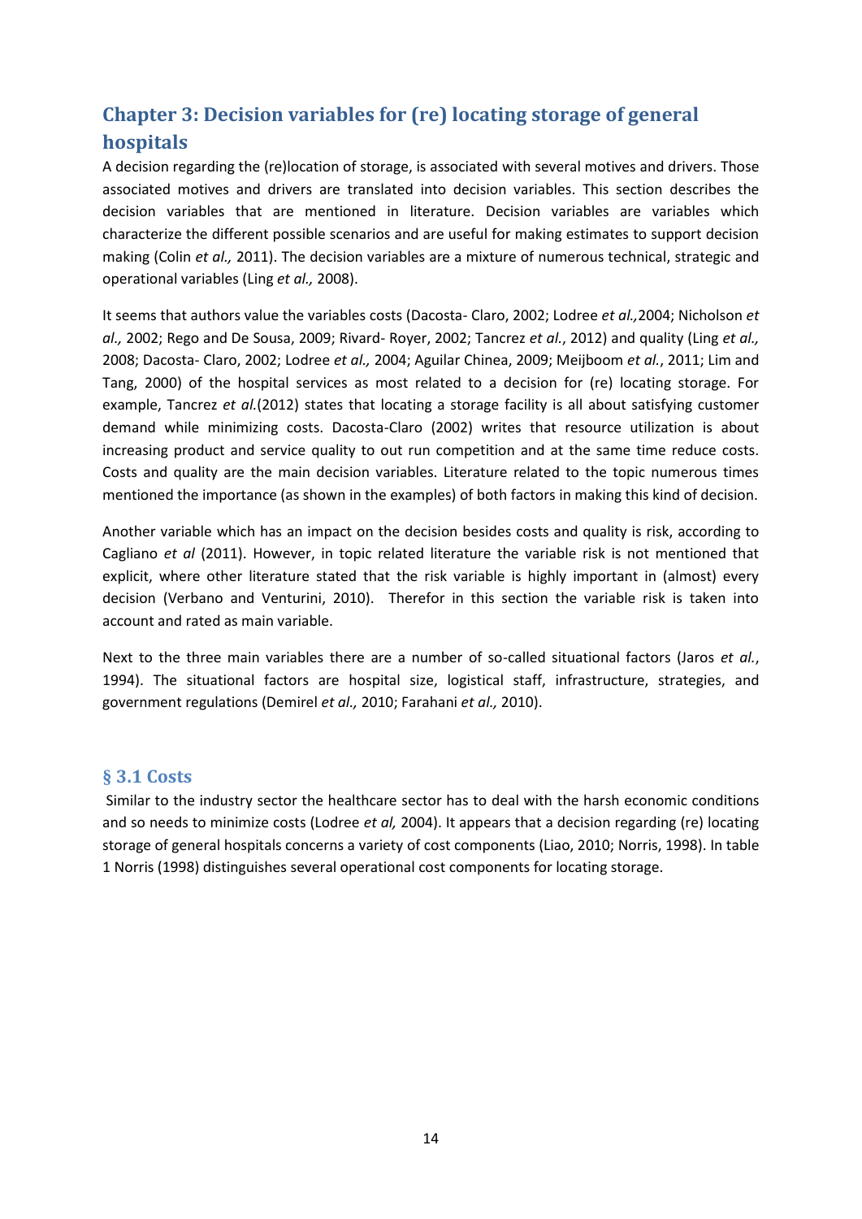## Chapter 3: Decision variables for (re) locating storage of general hospitals

A decision regarding the (re)location of storage, is associated with several motives and drivers. Those associated motives and drivers are translated into decision variables. This section describes the decision variables that are mentioned in literature. Decision variables are variables which characterize the different possible scenarios and are useful for making estimates to support decision making (Colin *et al.,* 2011). The decision variables are a mixture of numerous technical, strategic and operational variables (Ling *et al.,* 2008).

It seems that authors value the variables costs (Dacosta- Claro, 2002; Lodree *et al.,*2004; Nicholson *et al.,* 2002; Rego and De Sousa, 2009; Rivard- Royer, 2002; Tancrez *et al.*, 2012) and quality (Ling *et al.,* 2008; Dacosta- Claro, 2002; Lodree *et al.,* 2004; Aguilar Chinea, 2009; Meijboom *et al.*, 2011; Lim and Tang, 2000) of the hospital services as most related to a decision for (re) locating storage. For example, Tancrez *et al.*(2012) states that locating a storage facility is all about satisfying customer demand while minimizing costs. Dacosta-Claro (2002) writes that resource utilization is about increasing product and service quality to out run competition and at the same time reduce costs. Costs and quality are the main decision variables. Literature related to the topic numerous times mentioned the importance (as shown in the examples) of both factors in making this kind of decision.

Another variable which has an impact on the decision besides costs and quality is risk, according to Cagliano *et al* (2011). However, in topic related literature the variable risk is not mentioned that explicit, where other literature stated that the risk variable is highly important in (almost) every decision (Verbano and Venturini, 2010). Therefor in this section the variable risk is taken into account and rated as main variable.

Next to the three main variables there are a number of so-called situational factors (Jaros *et al.*, 1994). The situational factors are hospital size, logistical staff, infrastructure, strategies, and government regulations (Demirel *et al.,* 2010; Farahani *et al.,* 2010).

### § 3.1 Costs

Similar to the industry sector the healthcare sector has to deal with the harsh economic conditions and so needs to minimize costs (Lodree *et al,* 2004). It appears that a decision regarding (re) locating storage of general hospitals concerns a variety of cost components (Liao, 2010; Norris, 1998). In table 1 Norris (1998) distinguishes several operational cost components for locating storage.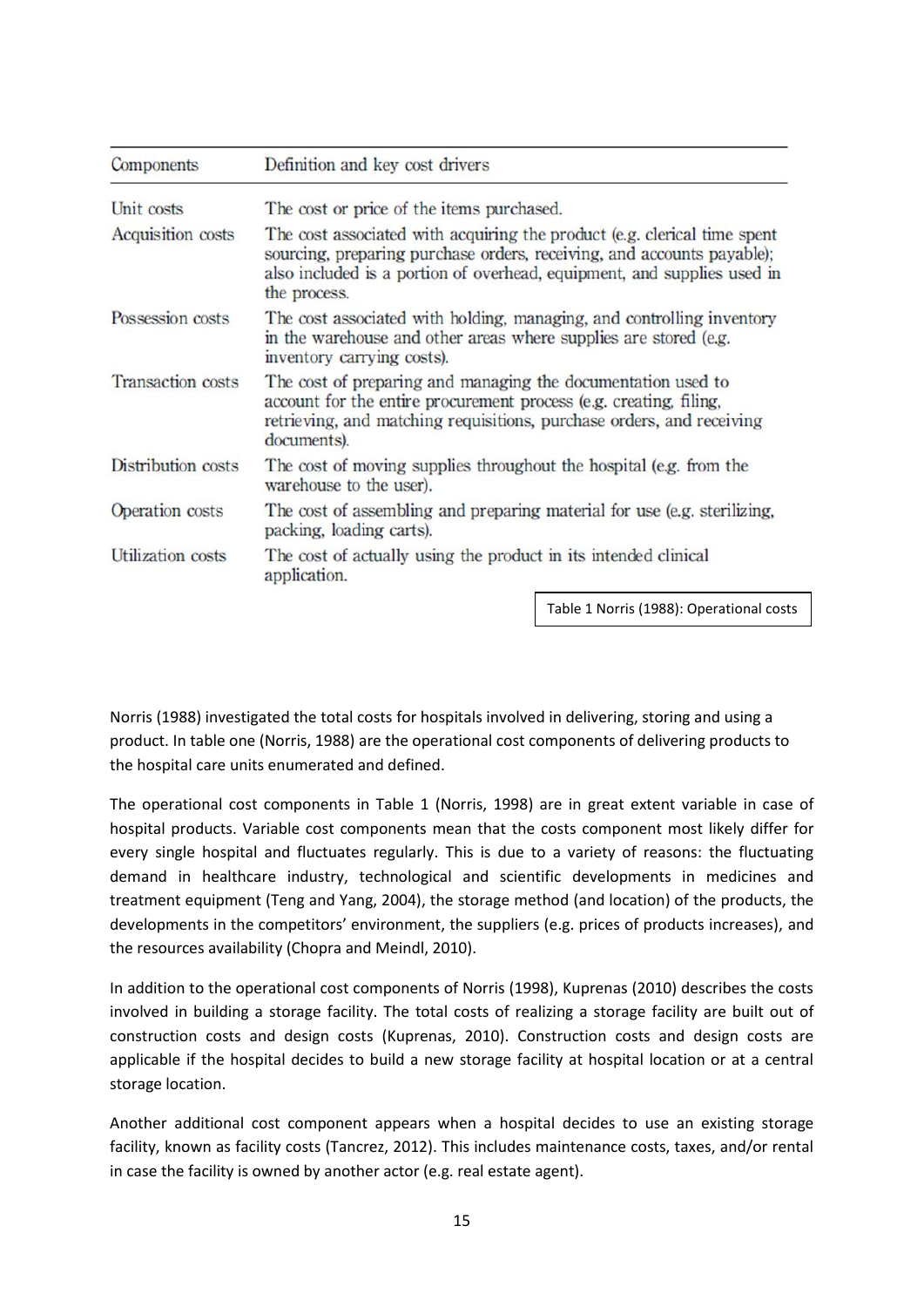| Components | Definition and key cost drivers |
| --- | --- |
| Unit costs | The cost or price of the items purchased. |
| Acquisition costs | The cost associated with acquiring the product (e.g. clerical time spent sourcing, preparing purchase orders, receiving, and accounts payable); also included is a portion of overhead, equipment, and supplies used in the process. |
| Possession costs | The cost associated with holding, managing, and controlling inventory in the warehouse and other areas where supplies are stored (e.g. inventory carrying costs). |
| Transaction costs | The cost of preparing and managing the documentation used to account for the entire procurement process (e.g. creating, filing, retrieving, and matching requisitions, purchase orders, and receiving documents). |
| Distribution costs | The cost of moving supplies throughout the hospital (e.g. from the warehouse to the user). |
| Operation costs | The cost of assembling and preparing material for use (e.g. sterilizing, packing, loading carts). |
| Utilization costs | The cost of actually using the product in its intended clinical application. |

Table 1 Norris (1988): Operational costs

Norris (1988) investigated the total costs for hospitals involved in delivering, storing and using a product. In table one (Norris, 1988) are the operational cost components of delivering products to the hospital care units enumerated and defined.

The operational cost components in Table 1 (Norris, 1998) are in great extent variable in case of hospital products. Variable cost components mean that the costs component most likely differ for every single hospital and fluctuates regularly. This is due to a variety of reasons: the fluctuating demand in healthcare industry, technological and scientific developments in medicines and treatment equipment (Teng and Yang, 2004), the storage method (and location) of the products, the developments in the competitors' environment, the suppliers (e.g. prices of products increases), and the resources availability (Chopra and Meindl, 2010).

In addition to the operational cost components of Norris (1998), Kuprenas (2010) describes the costs involved in building a storage facility. The total costs of realizing a storage facility are built out of construction costs and design costs (Kuprenas, 2010). Construction costs and design costs are applicable if the hospital decides to build a new storage facility at hospital location or at a central storage location.

Another additional cost component appears when a hospital decides to use an existing storage facility, known as facility costs (Tancrez, 2012). This includes maintenance costs, taxes, and/or rental in case the facility is owned by another actor (e.g. real estate agent).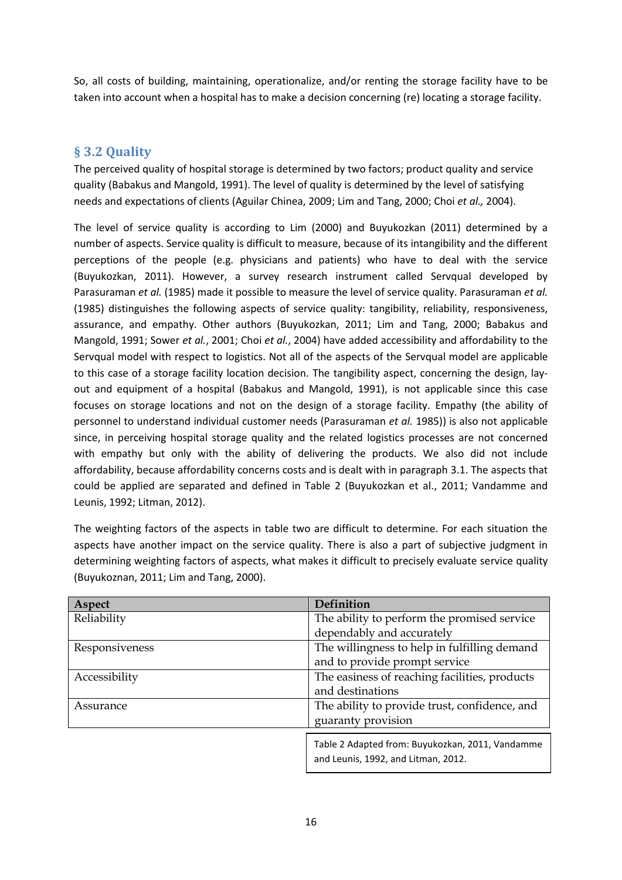So, all costs of building, maintaining, operationalize, and/or renting the storage facility have to be taken into account when a hospital has to make a decision concerning (re) locating a storage facility.

## § 3.2 Quality

The perceived quality of hospital storage is determined by two factors; product quality and service quality (Babakus and Mangold, 1991). The level of quality is determined by the level of satisfying needs and expectations of clients (Aguilar Chinea, 2009; Lim and Tang, 2000; Choi *et al.,* 2004).

The level of service quality is according to Lim (2000) and Buyukozkan (2011) determined by a number of aspects. Service quality is difficult to measure, because of its intangibility and the different perceptions of the people (e.g. physicians and patients) who have to deal with the service (Buyukozkan, 2011). However, a survey research instrument called Servqual developed by Parasuraman *et al.* (1985) made it possible to measure the level of service quality. Parasuraman *et al.* (1985) distinguishes the following aspects of service quality: tangibility, reliability, responsiveness, assurance, and empathy. Other authors (Buyukozkan, 2011; Lim and Tang, 2000; Babakus and Mangold, 1991; Sower *et al.*, 2001; Choi *et al.*, 2004) have added accessibility and affordability to the Servqual model with respect to logistics. Not all of the aspects of the Servqual model are applicable to this case of a storage facility location decision. The tangibility aspect, concerning the design, lay-out and equipment of a hospital (Babakus and Mangold, 1991), is not applicable since this case focuses on storage locations and not on the design of a storage facility. Empathy (the ability of personnel to understand individual customer needs (Parasuraman *et al.* 1985)) is also not applicable since, in perceiving hospital storage quality and the related logistics processes are not concerned with empathy but only with the ability of delivering the products. We also did not include affordability, because affordability concerns costs and is dealt with in paragraph 3.1. The aspects that could be applied are separated and defined in Table 2 (Buyukozkan et al., 2011; Vandamme and Leunis, 1992; Litman, 2012).

The weighting factors of the aspects in table two are difficult to determine. For each situation the aspects have another impact on the service quality. There is also a part of subjective judgment in determining weighting factors of aspects, what makes it difficult to precisely evaluate service quality (Buyukoznan, 2011; Lim and Tang, 2000).

| Aspect | Definition |
|---|---|
| Reliability | The ability to perform the promised service dependably and accurately |
| Responsiveness | The willingness to help in fulfilling demand and to provide prompt service |
| Accessibility | The easiness of reaching facilities, products and destinations |
| Assurance | The ability to provide trust, confidence, and guaranty provision |

Table 2 Adapted from: Buyukozkan, 2011, Vandamme and Leunis, 1992, and Litman, 2012.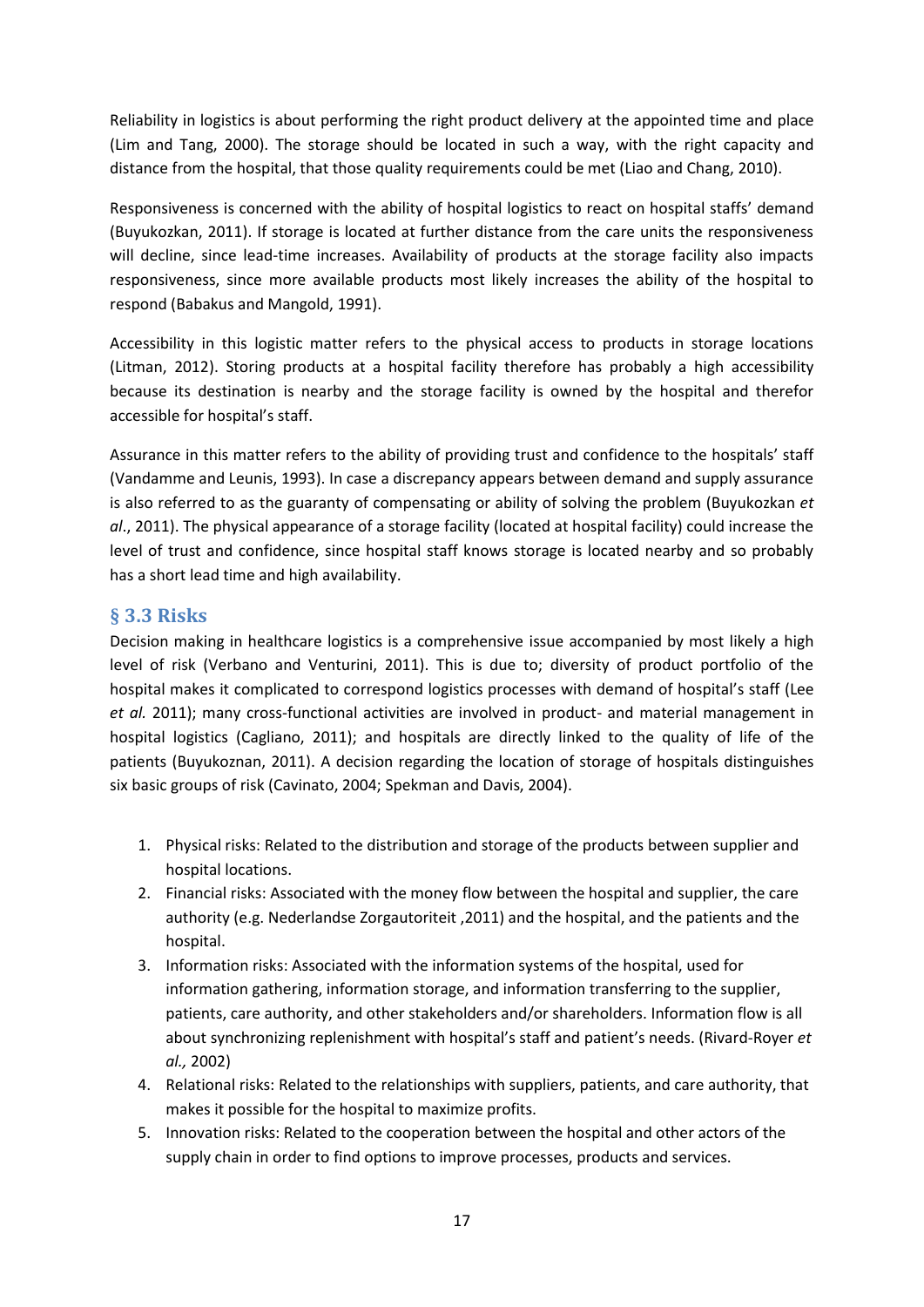Reliability in logistics is about performing the right product delivery at the appointed time and place (Lim and Tang, 2000). The storage should be located in such a way, with the right capacity and distance from the hospital, that those quality requirements could be met (Liao and Chang, 2010).

Responsiveness is concerned with the ability of hospital logistics to react on hospital staffs' demand (Buyukozkan, 2011). If storage is located at further distance from the care units the responsiveness will decline, since lead-time increases. Availability of products at the storage facility also impacts responsiveness, since more available products most likely increases the ability of the hospital to respond (Babakus and Mangold, 1991).

Accessibility in this logistic matter refers to the physical access to products in storage locations (Litman, 2012). Storing products at a hospital facility therefore has probably a high accessibility because its destination is nearby and the storage facility is owned by the hospital and therefor accessible for hospital's staff.

Assurance in this matter refers to the ability of providing trust and confidence to the hospitals' staff (Vandamme and Leunis, 1993). In case a discrepancy appears between demand and supply assurance is also referred to as the guaranty of compensating or ability of solving the problem (Buyukozkan *et al*., 2011). The physical appearance of a storage facility (located at hospital facility) could increase the level of trust and confidence, since hospital staff knows storage is located nearby and so probably has a short lead time and high availability.

## § 3.3 Risks

Decision making in healthcare logistics is a comprehensive issue accompanied by most likely a high level of risk (Verbano and Venturini, 2011). This is due to; diversity of product portfolio of the hospital makes it complicated to correspond logistics processes with demand of hospital's staff (Lee *et al.* 2011); many cross-functional activities are involved in product- and material management in hospital logistics (Cagliano, 2011); and hospitals are directly linked to the quality of life of the patients (Buyukoznan, 2011). A decision regarding the location of storage of hospitals distinguishes six basic groups of risk (Cavinato, 2004; Spekman and Davis, 2004).

1. Physical risks: Related to the distribution and storage of the products between supplier and hospital locations.
2. Financial risks: Associated with the money flow between the hospital and supplier, the care authority (e.g. Nederlandse Zorgautoriteit ,2011) and the hospital, and the patients and the hospital.
3. Information risks: Associated with the information systems of the hospital, used for information gathering, information storage, and information transferring to the supplier, patients, care authority, and other stakeholders and/or shareholders. Information flow is all about synchronizing replenishment with hospital's staff and patient's needs. (Rivard-Royer *et al.,* 2002)
4. Relational risks: Related to the relationships with suppliers, patients, and care authority, that makes it possible for the hospital to maximize profits.
5. Innovation risks: Related to the cooperation between the hospital and other actors of the supply chain in order to find options to improve processes, products and services.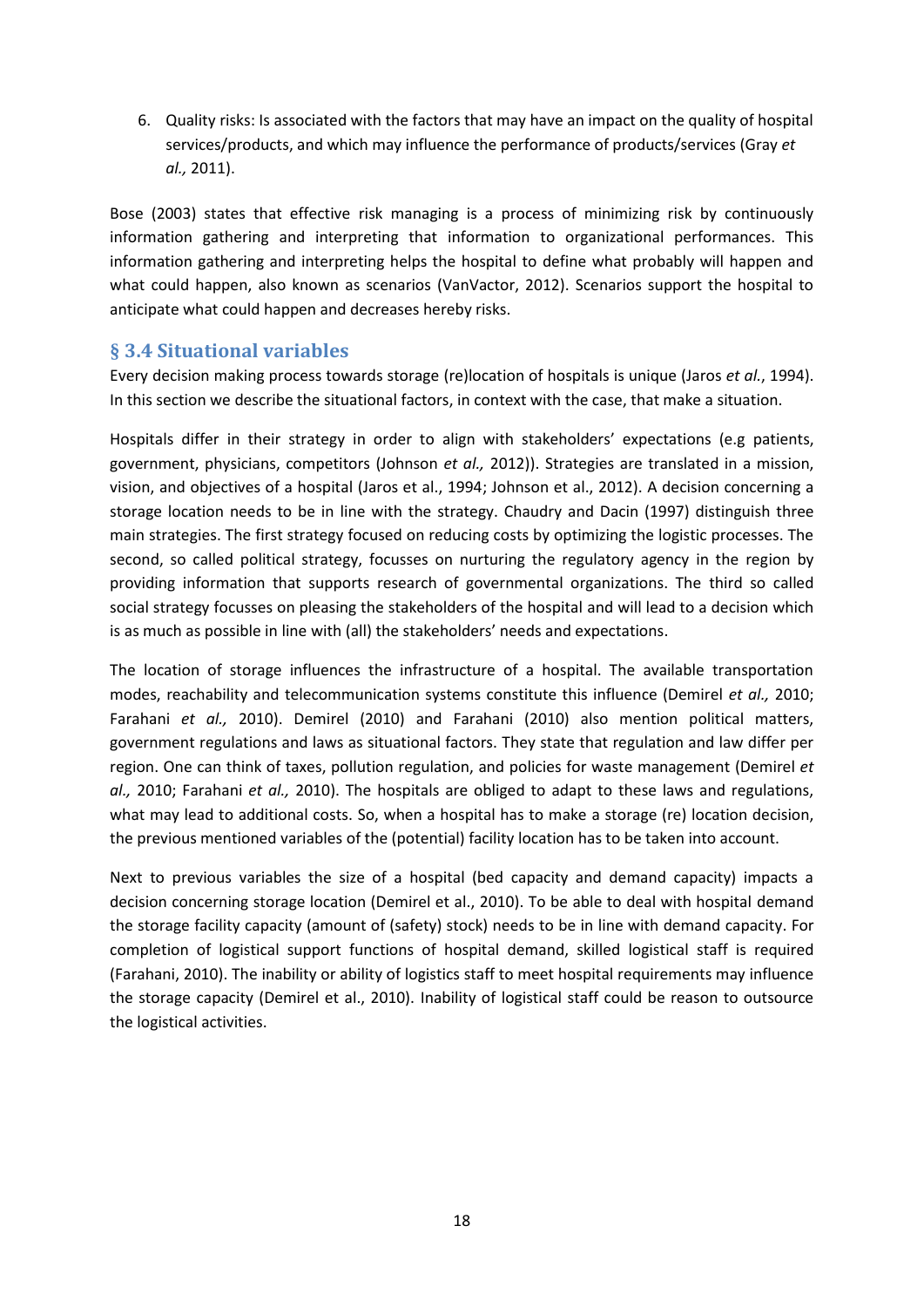6. Quality risks: Is associated with the factors that may have an impact on the quality of hospital services/products, and which may influence the performance of products/services (Gray *et al.,* 2011).

Bose (2003) states that effective risk managing is a process of minimizing risk by continuously information gathering and interpreting that information to organizational performances. This information gathering and interpreting helps the hospital to define what probably will happen and what could happen, also known as scenarios (VanVactor, 2012). Scenarios support the hospital to anticipate what could happen and decreases hereby risks.

## § 3.4 Situational variables

Every decision making process towards storage (re)location of hospitals is unique (Jaros *et al.*, 1994). In this section we describe the situational factors, in context with the case, that make a situation.

Hospitals differ in their strategy in order to align with stakeholders' expectations (e.g patients, government, physicians, competitors (Johnson *et al.,* 2012)). Strategies are translated in a mission, vision, and objectives of a hospital (Jaros et al., 1994; Johnson et al., 2012). A decision concerning a storage location needs to be in line with the strategy. Chaudry and Dacin (1997) distinguish three main strategies. The first strategy focused on reducing costs by optimizing the logistic processes. The second, so called political strategy, focusses on nurturing the regulatory agency in the region by providing information that supports research of governmental organizations. The third so called social strategy focusses on pleasing the stakeholders of the hospital and will lead to a decision which is as much as possible in line with (all) the stakeholders' needs and expectations.

The location of storage influences the infrastructure of a hospital. The available transportation modes, reachability and telecommunication systems constitute this influence (Demirel *et al.,* 2010; Farahani *et al.,* 2010). Demirel (2010) and Farahani (2010) also mention political matters, government regulations and laws as situational factors. They state that regulation and law differ per region. One can think of taxes, pollution regulation, and policies for waste management (Demirel *et al.,* 2010; Farahani *et al.,* 2010). The hospitals are obliged to adapt to these laws and regulations, what may lead to additional costs. So, when a hospital has to make a storage (re) location decision, the previous mentioned variables of the (potential) facility location has to be taken into account.

Next to previous variables the size of a hospital (bed capacity and demand capacity) impacts a decision concerning storage location (Demirel et al., 2010). To be able to deal with hospital demand the storage facility capacity (amount of (safety) stock) needs to be in line with demand capacity. For completion of logistical support functions of hospital demand, skilled logistical staff is required (Farahani, 2010). The inability or ability of logistics staff to meet hospital requirements may influence the storage capacity (Demirel et al., 2010). Inability of logistical staff could be reason to outsource the logistical activities.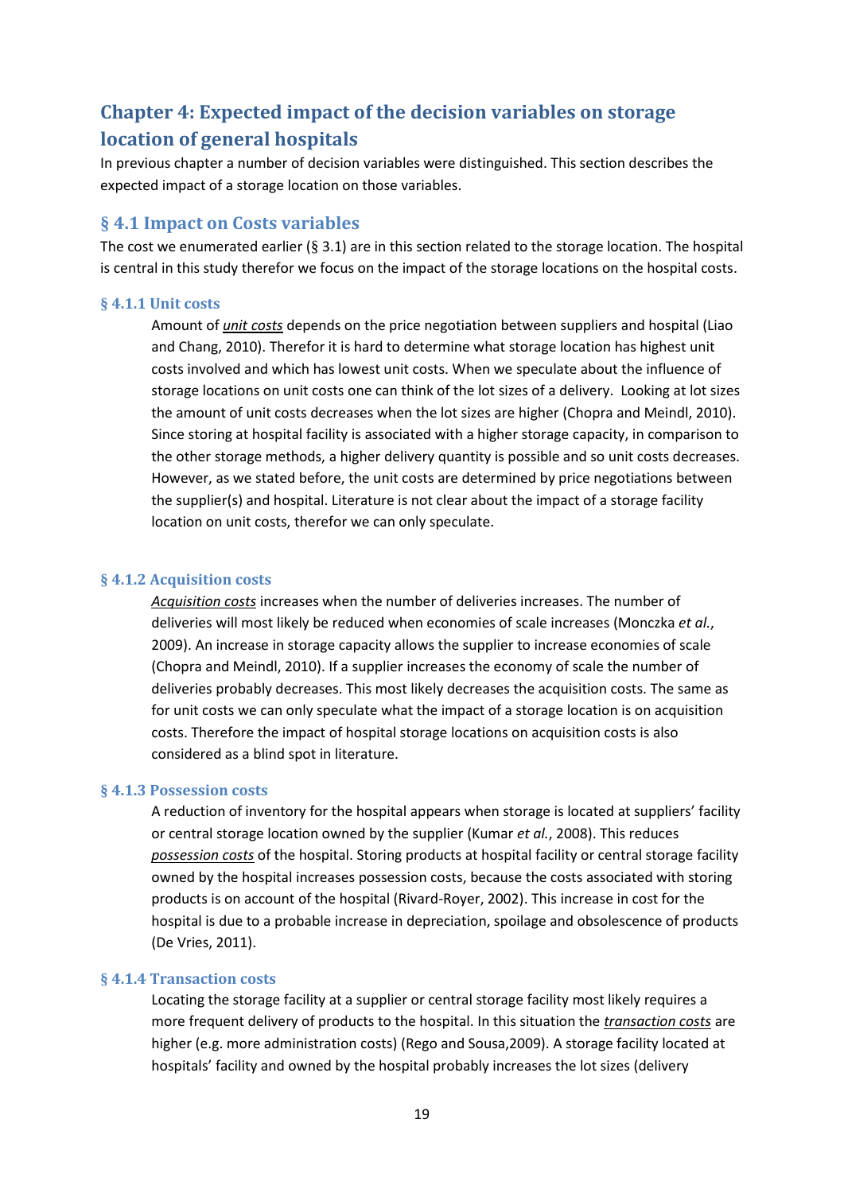## Chapter 4: Expected impact of the decision variables on storage location of general hospitals

In previous chapter a number of decision variables were distinguished. This section describes the expected impact of a storage location on those variables.

### § 4.1 Impact on Costs variables

The cost we enumerated earlier (§ 3.1) are in this section related to the storage location. The hospital is central in this study therefor we focus on the impact of the storage locations on the hospital costs.

#### § 4.1.1 Unit costs

Amount of *unit costs* depends on the price negotiation between suppliers and hospital (Liao and Chang, 2010). Therefor it is hard to determine what storage location has highest unit costs involved and which has lowest unit costs. When we speculate about the influence of storage locations on unit costs one can think of the lot sizes of a delivery. Looking at lot sizes the amount of unit costs decreases when the lot sizes are higher (Chopra and Meindl, 2010). Since storing at hospital facility is associated with a higher storage capacity, in comparison to the other storage methods, a higher delivery quantity is possible and so unit costs decreases. However, as we stated before, the unit costs are determined by price negotiations between the supplier(s) and hospital. Literature is not clear about the impact of a storage facility location on unit costs, therefor we can only speculate.

#### § 4.1.2 Acquisition costs

*Acquisition costs* increases when the number of deliveries increases. The number of deliveries will most likely be reduced when economies of scale increases (Monczka *et al.*, 2009). An increase in storage capacity allows the supplier to increase economies of scale (Chopra and Meindl, 2010). If a supplier increases the economy of scale the number of deliveries probably decreases. This most likely decreases the acquisition costs. The same as for unit costs we can only speculate what the impact of a storage location is on acquisition costs. Therefore the impact of hospital storage locations on acquisition costs is also considered as a blind spot in literature.

#### § 4.1.3 Possession costs

A reduction of inventory for the hospital appears when storage is located at suppliers' facility or central storage location owned by the supplier (Kumar *et al.*, 2008). This reduces *possession costs* of the hospital. Storing products at hospital facility or central storage facility owned by the hospital increases possession costs, because the costs associated with storing products is on account of the hospital (Rivard-Royer, 2002). This increase in cost for the hospital is due to a probable increase in depreciation, spoilage and obsolescence of products (De Vries, 2011).

#### § 4.1.4 Transaction costs

Locating the storage facility at a supplier or central storage facility most likely requires a more frequent delivery of products to the hospital. In this situation the *transaction costs* are higher (e.g. more administration costs) (Rego and Sousa,2009). A storage facility located at hospitals' facility and owned by the hospital probably increases the lot sizes (delivery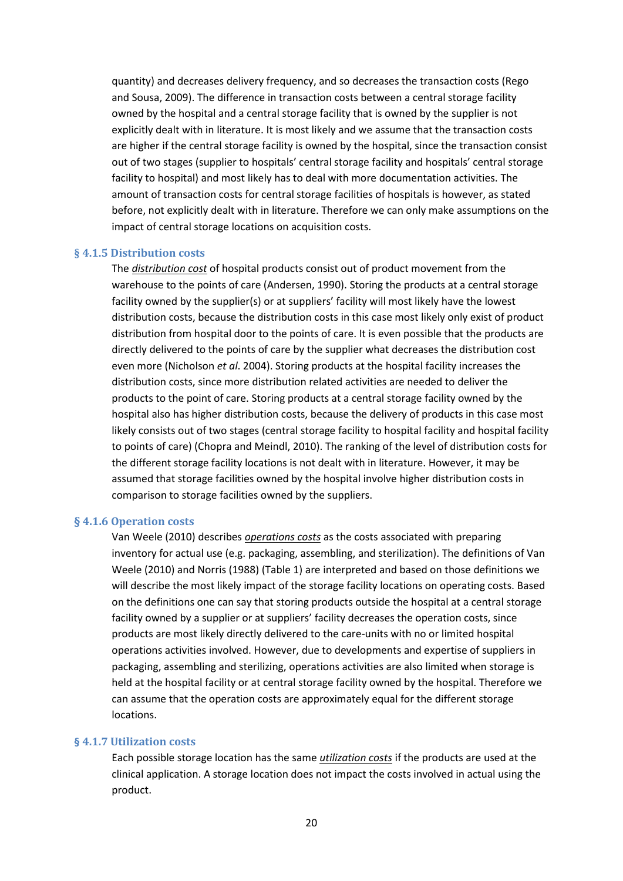quantity) and decreases delivery frequency, and so decreases the transaction costs (Rego and Sousa, 2009). The difference in transaction costs between a central storage facility owned by the hospital and a central storage facility that is owned by the supplier is not explicitly dealt with in literature. It is most likely and we assume that the transaction costs are higher if the central storage facility is owned by the hospital, since the transaction consist out of two stages (supplier to hospitals' central storage facility and hospitals' central storage facility to hospital) and most likely has to deal with more documentation activities. The amount of transaction costs for central storage facilities of hospitals is however, as stated before, not explicitly dealt with in literature. Therefore we can only make assumptions on the impact of central storage locations on acquisition costs.

### § 4.1.5 Distribution costs

The ***distribution cost*** of hospital products consist out of product movement from the warehouse to the points of care (Andersen, 1990). Storing the products at a central storage facility owned by the supplier(s) or at suppliers' facility will most likely have the lowest distribution costs, because the distribution costs in this case most likely only exist of product distribution from hospital door to the points of care. It is even possible that the products are directly delivered to the points of care by the supplier what decreases the distribution cost even more (Nicholson *et al*. 2004). Storing products at the hospital facility increases the distribution costs, since more distribution related activities are needed to deliver the products to the point of care. Storing products at a central storage facility owned by the hospital also has higher distribution costs, because the delivery of products in this case most likely consists out of two stages (central storage facility to hospital facility and hospital facility to points of care) (Chopra and Meindl, 2010). The ranking of the level of distribution costs for the different storage facility locations is not dealt with in literature. However, it may be assumed that storage facilities owned by the hospital involve higher distribution costs in comparison to storage facilities owned by the suppliers.

### § 4.1.6 Operation costs

Van Weele (2010) describes ***operations costs*** as the costs associated with preparing inventory for actual use (e.g. packaging, assembling, and sterilization). The definitions of Van Weele (2010) and Norris (1988) (Table 1) are interpreted and based on those definitions we will describe the most likely impact of the storage facility locations on operating costs. Based on the definitions one can say that storing products outside the hospital at a central storage facility owned by a supplier or at suppliers' facility decreases the operation costs, since products are most likely directly delivered to the care-units with no or limited hospital operations activities involved. However, due to developments and expertise of suppliers in packaging, assembling and sterilizing, operations activities are also limited when storage is held at the hospital facility or at central storage facility owned by the hospital. Therefore we can assume that the operation costs are approximately equal for the different storage locations.

### § 4.1.7 Utilization costs

Each possible storage location has the same ***utilization costs*** if the products are used at the clinical application. A storage location does not impact the costs involved in actual using the product.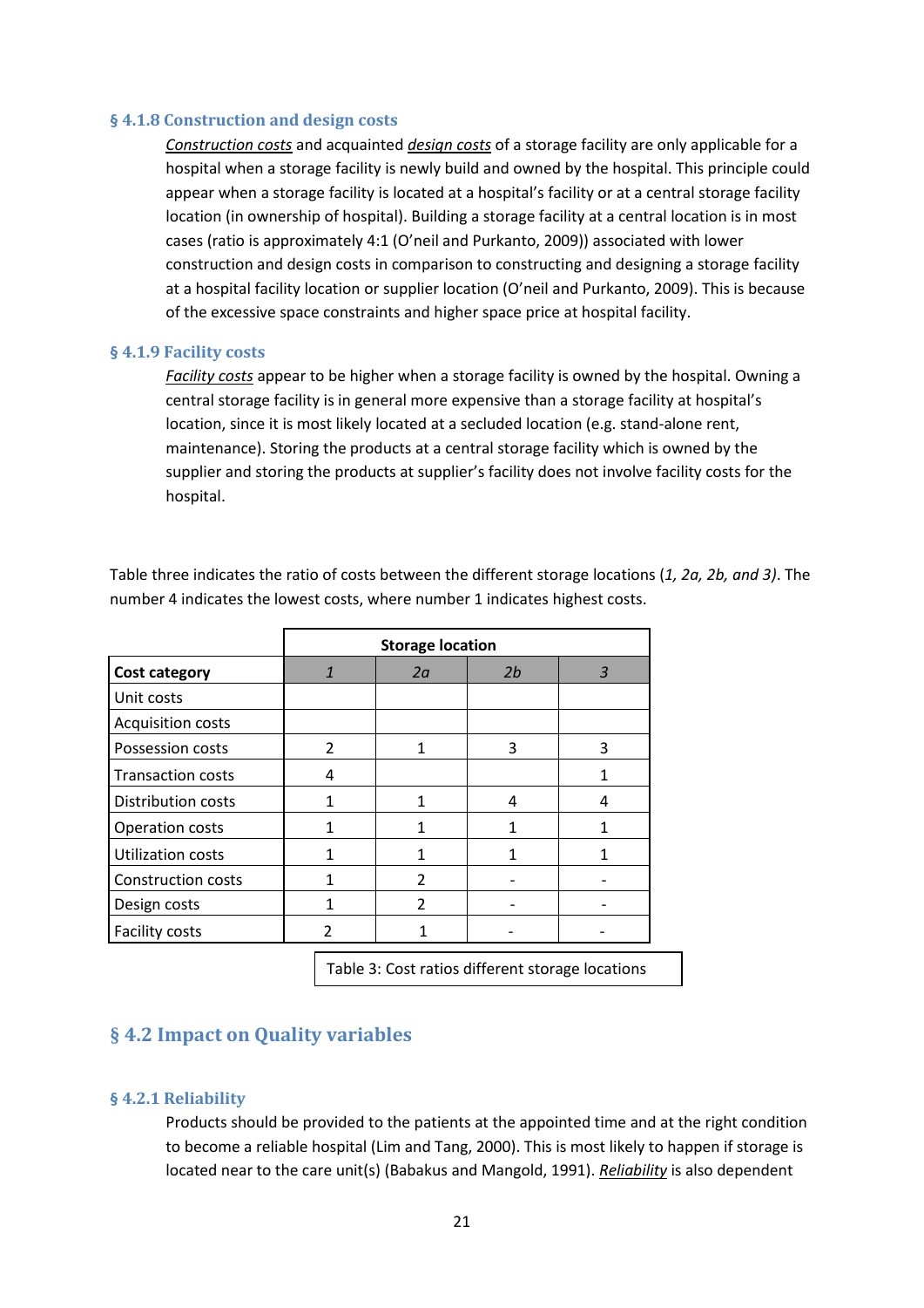### § 4.1.8 Construction and design costs

*Construction costs* and acquainted *design costs* of a storage facility are only applicable for a hospital when a storage facility is newly build and owned by the hospital. This principle could appear when a storage facility is located at a hospital's facility or at a central storage facility location (in ownership of hospital). Building a storage facility at a central location is in most cases (ratio is approximately 4:1 (O'neil and Purkanto, 2009)) associated with lower construction and design costs in comparison to constructing and designing a storage facility at a hospital facility location or supplier location (O'neil and Purkanto, 2009). This is because of the excessive space constraints and higher space price at hospital facility.

### § 4.1.9 Facility costs

*Facility costs* appear to be higher when a storage facility is owned by the hospital. Owning a central storage facility is in general more expensive than a storage facility at hospital's location, since it is most likely located at a secluded location (e.g. stand-alone rent, maintenance). Storing the products at a central storage facility which is owned by the supplier and storing the products at supplier's facility does not involve facility costs for the hospital.

Table three indicates the ratio of costs between the different storage locations (*1, 2a, 2b, and 3)*. The number 4 indicates the lowest costs, where number 1 indicates highest costs.

| | Storage location | | | |
|---|---|---|---|---|
| **Cost category** | *1* | *2a* | *2b* | *3* |
| Unit costs | | | | |
| Acquisition costs | | | | |
| Possession costs | 2 | 1 | 3 | 3 |
| Transaction costs | 4 | | | 1 |
| Distribution costs | 1 | 1 | 4 | 4 |
| Operation costs | 1 | 1 | 1 | 1 |
| Utilization costs | 1 | 1 | 1 | 1 |
| Construction costs | 1 | 2 | - | - |
| Design costs | 1 | 2 | - | - |
| Facility costs | 2 | 1 | - | - |

Table 3: Cost ratios different storage locations

## § 4.2 Impact on Quality variables

### § 4.2.1 Reliability

Products should be provided to the patients at the appointed time and at the right condition to become a reliable hospital (Lim and Tang, 2000). This is most likely to happen if storage is located near to the care unit(s) (Babakus and Mangold, 1991). *Reliability* is also dependent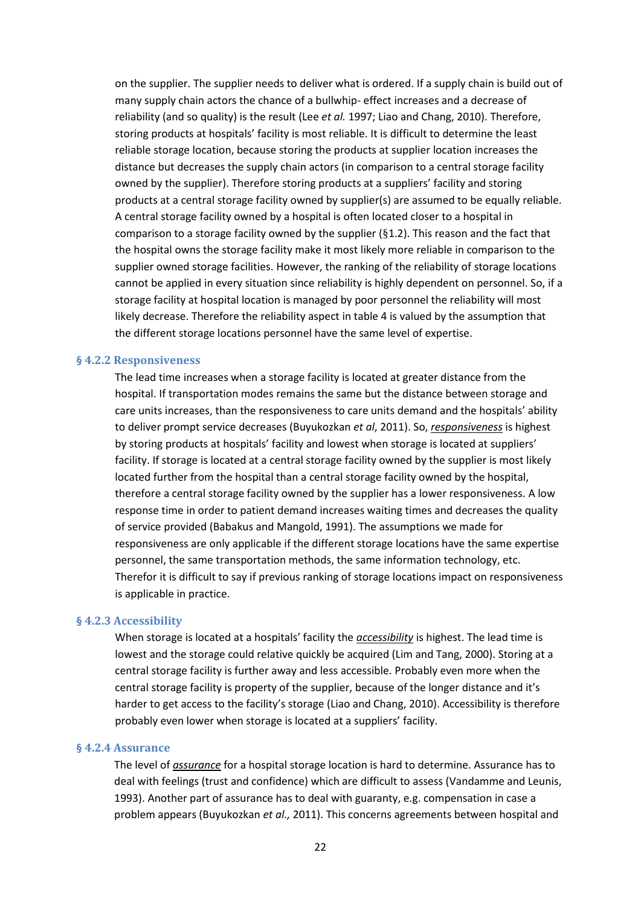on the supplier. The supplier needs to deliver what is ordered. If a supply chain is build out of many supply chain actors the chance of a bullwhip- effect increases and a decrease of reliability (and so quality) is the result (Lee *et al.* 1997; Liao and Chang, 2010). Therefore, storing products at hospitals' facility is most reliable. It is difficult to determine the least reliable storage location, because storing the products at supplier location increases the distance but decreases the supply chain actors (in comparison to a central storage facility owned by the supplier). Therefore storing products at a suppliers' facility and storing products at a central storage facility owned by supplier(s) are assumed to be equally reliable. A central storage facility owned by a hospital is often located closer to a hospital in comparison to a storage facility owned by the supplier (§1.2). This reason and the fact that the hospital owns the storage facility make it most likely more reliable in comparison to the supplier owned storage facilities. However, the ranking of the reliability of storage locations cannot be applied in every situation since reliability is highly dependent on personnel. So, if a storage facility at hospital location is managed by poor personnel the reliability will most likely decrease. Therefore the reliability aspect in table 4 is valued by the assumption that the different storage locations personnel have the same level of expertise.

### § 4.2.2 Responsiveness

The lead time increases when a storage facility is located at greater distance from the hospital. If transportation modes remains the same but the distance between storage and care units increases, than the responsiveness to care units demand and the hospitals' ability to deliver prompt service decreases (Buyukozkan *et al*, 2011). So, ***responsiveness*** is highest by storing products at hospitals' facility and lowest when storage is located at suppliers' facility. If storage is located at a central storage facility owned by the supplier is most likely located further from the hospital than a central storage facility owned by the hospital, therefore a central storage facility owned by the supplier has a lower responsiveness. A low response time in order to patient demand increases waiting times and decreases the quality of service provided (Babakus and Mangold, 1991). The assumptions we made for responsiveness are only applicable if the different storage locations have the same expertise personnel, the same transportation methods, the same information technology, etc. Therefor it is difficult to say if previous ranking of storage locations impact on responsiveness is applicable in practice.

### § 4.2.3 Accessibility

When storage is located at a hospitals' facility the ***accessibility*** is highest. The lead time is lowest and the storage could relative quickly be acquired (Lim and Tang, 2000). Storing at a central storage facility is further away and less accessible. Probably even more when the central storage facility is property of the supplier, because of the longer distance and it's harder to get access to the facility's storage (Liao and Chang, 2010). Accessibility is therefore probably even lower when storage is located at a suppliers' facility.

### § 4.2.4 Assurance

The level of ***assurance*** for a hospital storage location is hard to determine. Assurance has to deal with feelings (trust and confidence) which are difficult to assess (Vandamme and Leunis, 1993). Another part of assurance has to deal with guaranty, e.g. compensation in case a problem appears (Buyukozkan *et al.,* 2011). This concerns agreements between hospital and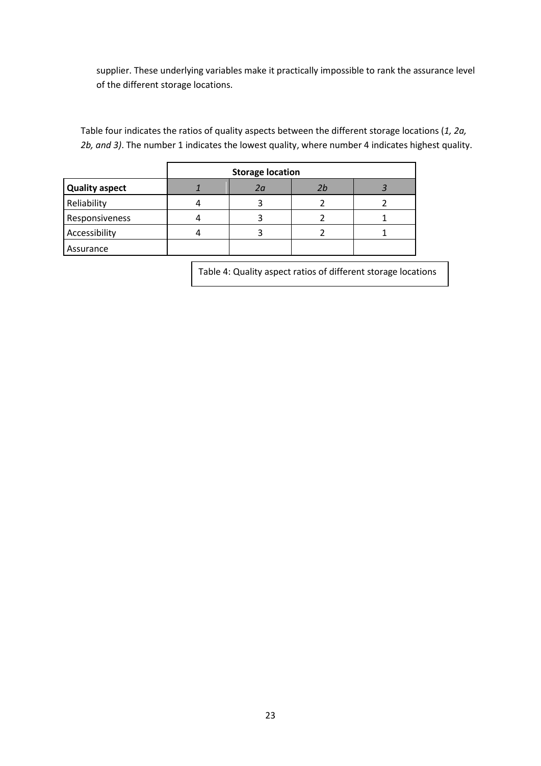supplier. These underlying variables make it practically impossible to rank the assurance level of the different storage locations.

Table four indicates the ratios of quality aspects between the different storage locations (*1, 2a, 2b, and 3)*. The number 1 indicates the lowest quality, where number 4 indicates highest quality.

| | **Storage location** | | | |
|---|---|---|---|---|
| **Quality aspect** | *1* | *2a* | *2b* | *3* |
| Reliability | 4 | 3 | 2 | 2 |
| Responsiveness | 4 | 3 | 2 | 1 |
| Accessibility | 4 | 3 | 2 | 1 |
| Assurance | | | | |

Table 4: Quality aspect ratios of different storage locations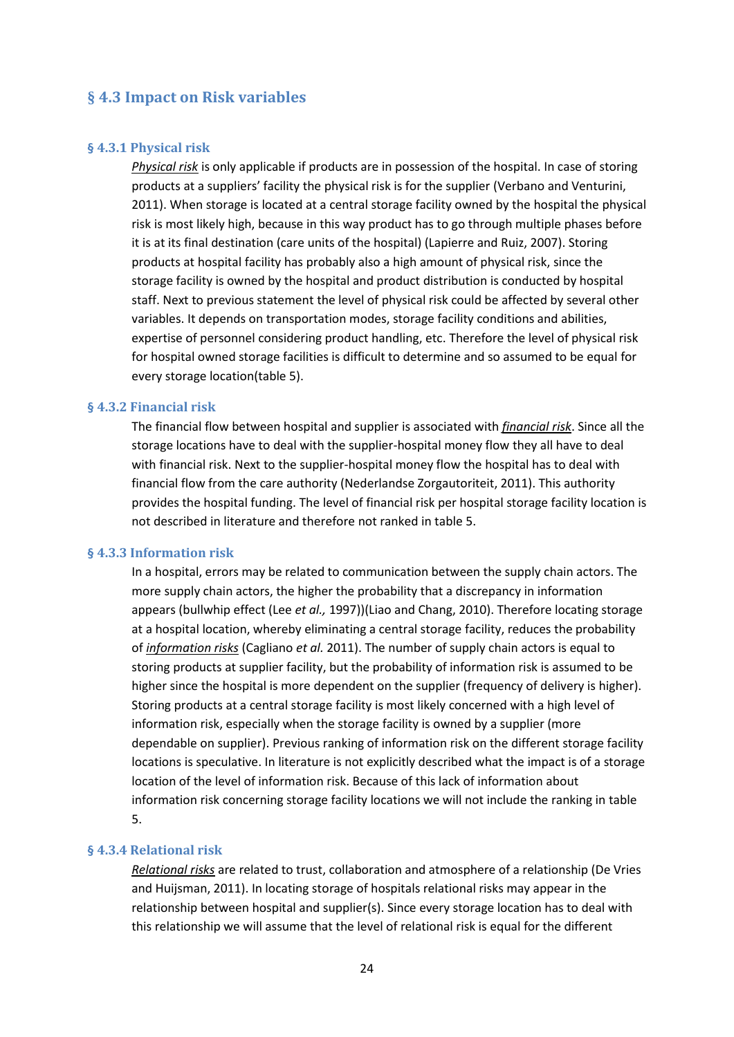## § 4.3 Impact on Risk variables

### § 4.3.1 Physical risk

*Physical risk* is only applicable if products are in possession of the hospital. In case of storing products at a suppliers' facility the physical risk is for the supplier (Verbano and Venturini, 2011). When storage is located at a central storage facility owned by the hospital the physical risk is most likely high, because in this way product has to go through multiple phases before it is at its final destination (care units of the hospital) (Lapierre and Ruiz, 2007). Storing products at hospital facility has probably also a high amount of physical risk, since the storage facility is owned by the hospital and product distribution is conducted by hospital staff. Next to previous statement the level of physical risk could be affected by several other variables. It depends on transportation modes, storage facility conditions and abilities, expertise of personnel considering product handling, etc. Therefore the level of physical risk for hospital owned storage facilities is difficult to determine and so assumed to be equal for every storage location(table 5).

### § 4.3.2 Financial risk

The financial flow between hospital and supplier is associated with ***financial risk***. Since all the storage locations have to deal with the supplier-hospital money flow they all have to deal with financial risk. Next to the supplier-hospital money flow the hospital has to deal with financial flow from the care authority (Nederlandse Zorgautoriteit, 2011). This authority provides the hospital funding. The level of financial risk per hospital storage facility location is not described in literature and therefore not ranked in table 5.

### § 4.3.3 Information risk

In a hospital, errors may be related to communication between the supply chain actors. The more supply chain actors, the higher the probability that a discrepancy in information appears (bullwhip effect (Lee *et al.,* 1997))(Liao and Chang, 2010). Therefore locating storage at a hospital location, whereby eliminating a central storage facility, reduces the probability of *information risks* (Cagliano *et al.* 2011). The number of supply chain actors is equal to storing products at supplier facility, but the probability of information risk is assumed to be higher since the hospital is more dependent on the supplier (frequency of delivery is higher). Storing products at a central storage facility is most likely concerned with a high level of information risk, especially when the storage facility is owned by a supplier (more dependable on supplier). Previous ranking of information risk on the different storage facility locations is speculative. In literature is not explicitly described what the impact is of a storage location of the level of information risk. Because of this lack of information about information risk concerning storage facility locations we will not include the ranking in table 5.

### § 4.3.4 Relational risk

*Relational risks* are related to trust, collaboration and atmosphere of a relationship (De Vries and Huijsman, 2011). In locating storage of hospitals relational risks may appear in the relationship between hospital and supplier(s). Since every storage location has to deal with this relationship we will assume that the level of relational risk is equal for the different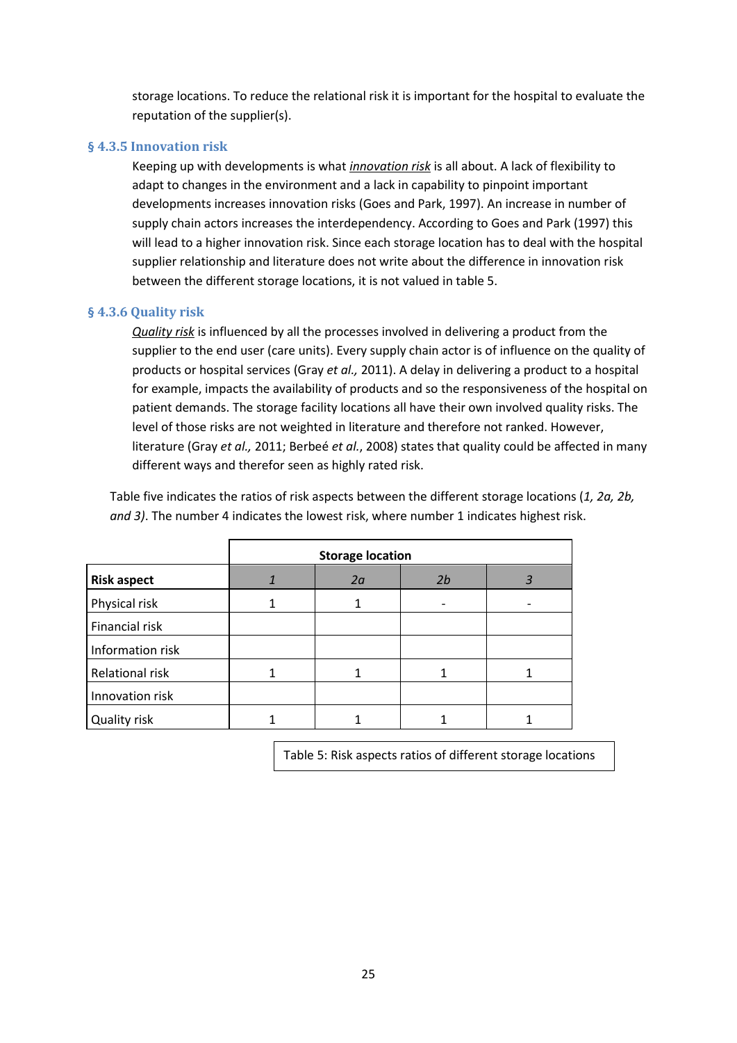storage locations. To reduce the relational risk it is important for the hospital to evaluate the reputation of the supplier(s).

### § 4.3.5 Innovation risk

Keeping up with developments is what ***innovation risk*** is all about. A lack of flexibility to adapt to changes in the environment and a lack in capability to pinpoint important developments increases innovation risks (Goes and Park, 1997). An increase in number of supply chain actors increases the interdependency. According to Goes and Park (1997) this will lead to a higher innovation risk. Since each storage location has to deal with the hospital supplier relationship and literature does not write about the difference in innovation risk between the different storage locations, it is not valued in table 5.

### § 4.3.6 Quality risk

***Quality risk*** is influenced by all the processes involved in delivering a product from the supplier to the end user (care units). Every supply chain actor is of influence on the quality of products or hospital services (Gray *et al.,* 2011). A delay in delivering a product to a hospital for example, impacts the availability of products and so the responsiveness of the hospital on patient demands. The storage facility locations all have their own involved quality risks. The level of those risks are not weighted in literature and therefore not ranked. However, literature (Gray *et al.,* 2011; Berbeé *et al.*, 2008) states that quality could be affected in many different ways and therefor seen as highly rated risk.

Table five indicates the ratios of risk aspects between the different storage locations (*1, 2a, 2b, and 3)*. The number 4 indicates the lowest risk, where number 1 indicates highest risk.

| | Storage location | | | |
|---|---|---|---|---|
| **Risk aspect** | *1* | *2a* | *2b* | *3* |
| Physical risk | 1 | 1 | - | - |
| Financial risk | | | | |
| Information risk | | | | |
| Relational risk | 1 | 1 | 1 | 1 |
| Innovation risk | | | | |
| Quality risk | 1 | 1 | 1 | 1 |

Table 5: Risk aspects ratios of different storage locations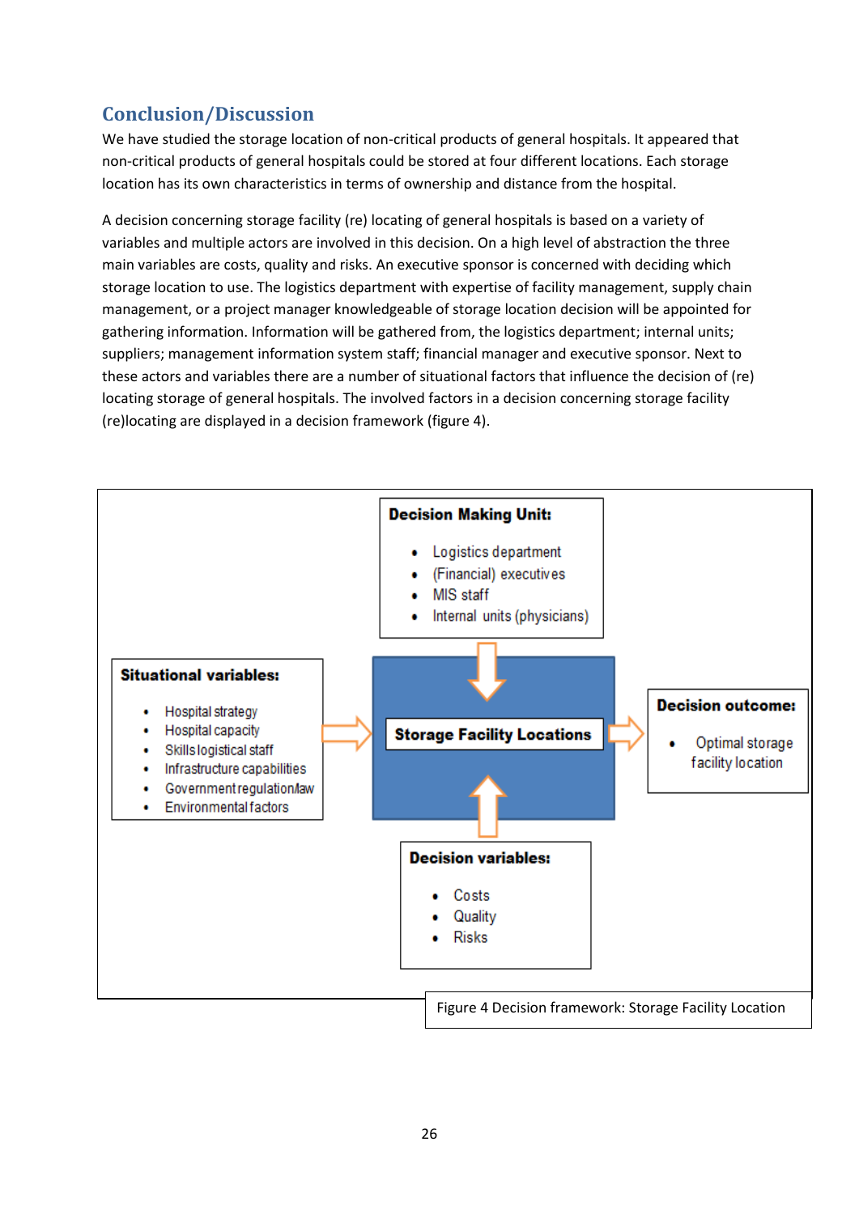## Conclusion/Discussion

We have studied the storage location of non-critical products of general hospitals. It appeared that non-critical products of general hospitals could be stored at four different locations. Each storage location has its own characteristics in terms of ownership and distance from the hospital.

A decision concerning storage facility (re) locating of general hospitals is based on a variety of variables and multiple actors are involved in this decision. On a high level of abstraction the three main variables are costs, quality and risks. An executive sponsor is concerned with deciding which storage location to use. The logistics department with expertise of facility management, supply chain management, or a project manager knowledgeable of storage location decision will be appointed for gathering information. Information will be gathered from, the logistics department; internal units; suppliers; management information system staff; financial manager and executive sponsor. Next to these actors and variables there are a number of situational factors that influence the decision of (re) locating storage of general hospitals. The involved factors in a decision concerning storage facility (re)locating are displayed in a decision framework (figure 4).

**Decision Making Unit:**

- Logistics department
- (Financial) executives
- MIS staff
- Internal units (physicians)

**Situational variables:**

- Hospital strategy
- Hospital capacity
- Skills logistical staff
- Infrastructure capabilities
- Government regulation/law
- Environmental factors

**Storage Facility Locations**

**Decision outcome:**

- Optimal storage facility location

**Decision variables:**

- Costs
- Quality
- Risks

Figure 4 Decision framework: Storage Facility Location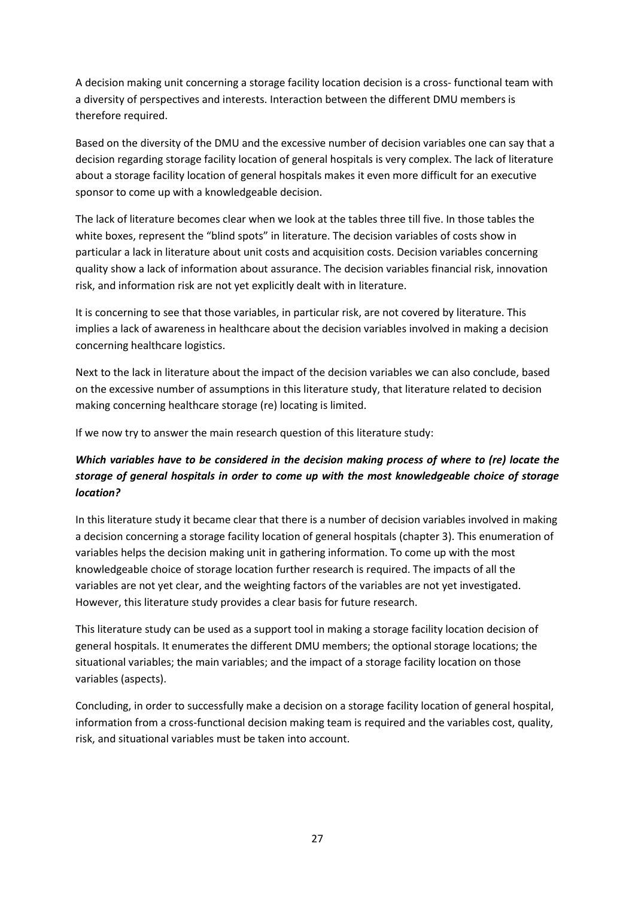A decision making unit concerning a storage facility location decision is a cross- functional team with a diversity of perspectives and interests. Interaction between the different DMU members is therefore required.

Based on the diversity of the DMU and the excessive number of decision variables one can say that a decision regarding storage facility location of general hospitals is very complex. The lack of literature about a storage facility location of general hospitals makes it even more difficult for an executive sponsor to come up with a knowledgeable decision.

The lack of literature becomes clear when we look at the tables three till five. In those tables the white boxes, represent the "blind spots" in literature. The decision variables of costs show in particular a lack in literature about unit costs and acquisition costs. Decision variables concerning quality show a lack of information about assurance. The decision variables financial risk, innovation risk, and information risk are not yet explicitly dealt with in literature.

It is concerning to see that those variables, in particular risk, are not covered by literature. This implies a lack of awareness in healthcare about the decision variables involved in making a decision concerning healthcare logistics.

Next to the lack in literature about the impact of the decision variables we can also conclude, based on the excessive number of assumptions in this literature study, that literature related to decision making concerning healthcare storage (re) locating is limited.

If we now try to answer the main research question of this literature study:

***Which variables have to be considered in the decision making process of where to (re) locate the storage of general hospitals in order to come up with the most knowledgeable choice of storage location?***

In this literature study it became clear that there is a number of decision variables involved in making a decision concerning a storage facility location of general hospitals (chapter 3). This enumeration of variables helps the decision making unit in gathering information. To come up with the most knowledgeable choice of storage location further research is required. The impacts of all the variables are not yet clear, and the weighting factors of the variables are not yet investigated. However, this literature study provides a clear basis for future research.

This literature study can be used as a support tool in making a storage facility location decision of general hospitals. It enumerates the different DMU members; the optional storage locations; the situational variables; the main variables; and the impact of a storage facility location on those variables (aspects).

Concluding, in order to successfully make a decision on a storage facility location of general hospital, information from a cross-functional decision making team is required and the variables cost, quality, risk, and situational variables must be taken into account.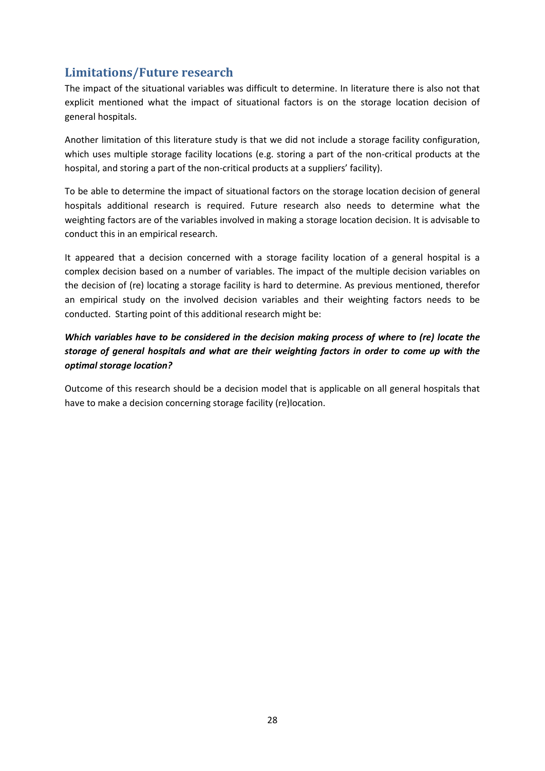## Limitations/Future research

The impact of the situational variables was difficult to determine. In literature there is also not that explicit mentioned what the impact of situational factors is on the storage location decision of general hospitals.

Another limitation of this literature study is that we did not include a storage facility configuration, which uses multiple storage facility locations (e.g. storing a part of the non-critical products at the hospital, and storing a part of the non-critical products at a suppliers' facility).

To be able to determine the impact of situational factors on the storage location decision of general hospitals additional research is required. Future research also needs to determine what the weighting factors are of the variables involved in making a storage location decision. It is advisable to conduct this in an empirical research.

It appeared that a decision concerned with a storage facility location of a general hospital is a complex decision based on a number of variables. The impact of the multiple decision variables on the decision of (re) locating a storage facility is hard to determine. As previous mentioned, therefor an empirical study on the involved decision variables and their weighting factors needs to be conducted. Starting point of this additional research might be:

***Which variables have to be considered in the decision making process of where to (re) locate the storage of general hospitals and what are their weighting factors in order to come up with the optimal storage location?***

Outcome of this research should be a decision model that is applicable on all general hospitals that have to make a decision concerning storage facility (re)location.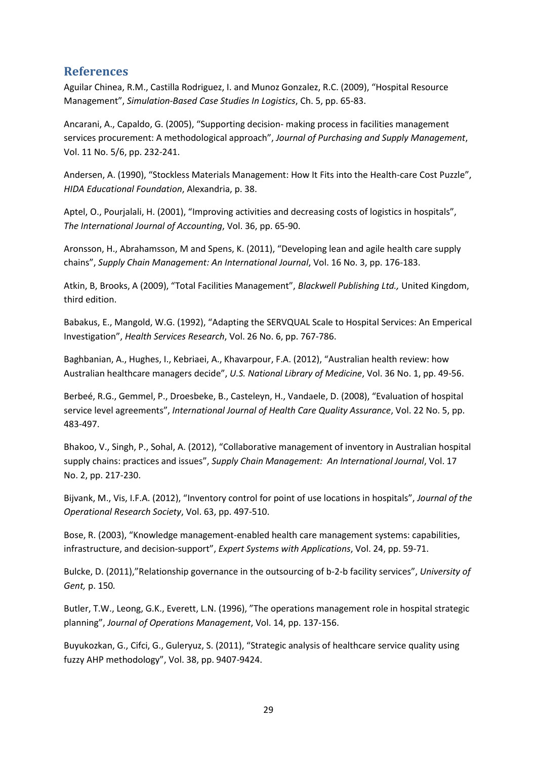## References

Aguilar Chinea, R.M., Castilla Rodriguez, I. and Munoz Gonzalez, R.C. (2009), "Hospital Resource Management", *Simulation-Based Case Studies In Logistics*, Ch. 5, pp. 65-83.

Ancarani, A., Capaldo, G. (2005), "Supporting decision- making process in facilities management services procurement: A methodological approach", *Journal of Purchasing and Supply Management*, Vol. 11 No. 5/6, pp. 232-241.

Andersen, A. (1990), "Stockless Materials Management: How It Fits into the Health-care Cost Puzzle", *HIDA Educational Foundation*, Alexandria, p. 38.

Aptel, O., Pourjalali, H. (2001), "Improving activities and decreasing costs of logistics in hospitals", *The International Journal of Accounting*, Vol. 36, pp. 65-90.

Aronsson, H., Abrahamsson, M and Spens, K. (2011), "Developing lean and agile health care supply chains", *Supply Chain Management: An International Journal*, Vol. 16 No. 3, pp. 176-183.

Atkin, B, Brooks, A (2009), "Total Facilities Management", *Blackwell Publishing Ltd.,* United Kingdom, third edition.

Babakus, E., Mangold, W.G. (1992), "Adapting the SERVQUAL Scale to Hospital Services: An Emperical Investigation", *Health Services Research*, Vol. 26 No. 6, pp. 767-786.

Baghbanian, A., Hughes, I., Kebriaei, A., Khavarpour, F.A. (2012), "Australian health review: how Australian healthcare managers decide", *U.S. National Library of Medicine*, Vol. 36 No. 1, pp. 49-56.

Berbeé, R.G., Gemmel, P., Droesbeke, B., Casteleyn, H., Vandaele, D. (2008), "Evaluation of hospital service level agreements", *International Journal of Health Care Quality Assurance*, Vol. 22 No. 5, pp. 483-497.

Bhakoo, V., Singh, P., Sohal, A. (2012), "Collaborative management of inventory in Australian hospital supply chains: practices and issues", *Supply Chain Management: An International Journal*, Vol. 17 No. 2, pp. 217-230.

Bijvank, M., Vis, I.F.A. (2012), "Inventory control for point of use locations in hospitals", *Journal of the Operational Research Society*, Vol. 63, pp. 497-510.

Bose, R. (2003), "Knowledge management-enabled health care management systems: capabilities, infrastructure, and decision-support", *Expert Systems with Applications*, Vol. 24, pp. 59-71.

Bulcke, D. (2011),"Relationship governance in the outsourcing of b-2-b facility services", *University of Gent,* p. 150*.*

Butler, T.W., Leong, G.K., Everett, L.N. (1996), "The operations management role in hospital strategic planning", *Journal of Operations Management*, Vol. 14, pp. 137-156.

Buyukozkan, G., Cifci, G., Guleryuz, S. (2011), "Strategic analysis of healthcare service quality using fuzzy AHP methodology", Vol. 38, pp. 9407-9424.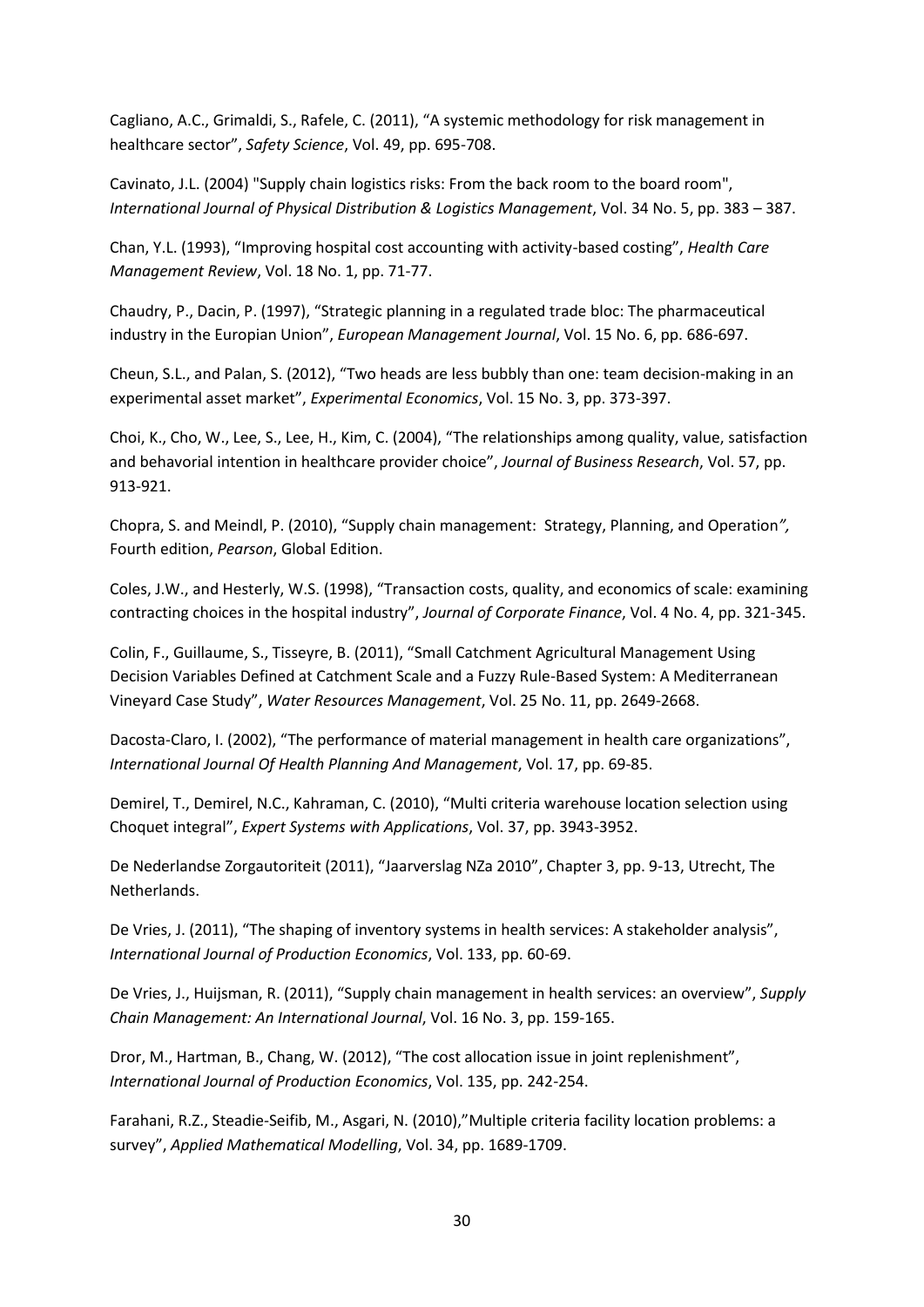Cagliano, A.C., Grimaldi, S., Rafele, C. (2011), "A systemic methodology for risk management in healthcare sector", *Safety Science*, Vol. 49, pp. 695-708.

Cavinato, J.L. (2004) "Supply chain logistics risks: From the back room to the board room", *International Journal of Physical Distribution & Logistics Management*, Vol. 34 No. 5, pp. 383 – 387.

Chan, Y.L. (1993), "Improving hospital cost accounting with activity-based costing", *Health Care Management Review*, Vol. 18 No. 1, pp. 71-77.

Chaudry, P., Dacin, P. (1997), "Strategic planning in a regulated trade bloc: The pharmaceutical industry in the Europian Union", *European Management Journal*, Vol. 15 No. 6, pp. 686-697.

Cheun, S.L., and Palan, S. (2012), "Two heads are less bubbly than one: team decision-making in an experimental asset market", *Experimental Economics*, Vol. 15 No. 3, pp. 373-397.

Choi, K., Cho, W., Lee, S., Lee, H., Kim, C. (2004), "The relationships among quality, value, satisfaction and behavorial intention in healthcare provider choice", *Journal of Business Research*, Vol. 57, pp. 913-921.

Chopra, S. and Meindl, P. (2010), "Supply chain management: Strategy, Planning, and Operation*",* Fourth edition, *Pearson*, Global Edition.

Coles, J.W., and Hesterly, W.S. (1998), "Transaction costs, quality, and economics of scale: examining contracting choices in the hospital industry", *Journal of Corporate Finance*, Vol. 4 No. 4, pp. 321-345.

Colin, F., Guillaume, S., Tisseyre, B. (2011), "Small Catchment Agricultural Management Using Decision Variables Defined at Catchment Scale and a Fuzzy Rule-Based System: A Mediterranean Vineyard Case Study", *Water Resources Management*, Vol. 25 No. 11, pp. 2649-2668.

Dacosta-Claro, I. (2002), "The performance of material management in health care organizations", *International Journal Of Health Planning And Management*, Vol. 17, pp. 69-85.

Demirel, T., Demirel, N.C., Kahraman, C. (2010), "Multi criteria warehouse location selection using Choquet integral", *Expert Systems with Applications*, Vol. 37, pp. 3943-3952.

De Nederlandse Zorgautoriteit (2011), "Jaarverslag NZa 2010", Chapter 3, pp. 9-13, Utrecht, The Netherlands.

De Vries, J. (2011), "The shaping of inventory systems in health services: A stakeholder analysis", *International Journal of Production Economics*, Vol. 133, pp. 60-69.

De Vries, J., Huijsman, R. (2011), "Supply chain management in health services: an overview", *Supply Chain Management: An International Journal*, Vol. 16 No. 3, pp. 159-165.

Dror, M., Hartman, B., Chang, W. (2012), "The cost allocation issue in joint replenishment", *International Journal of Production Economics*, Vol. 135, pp. 242-254.

Farahani, R.Z., Steadie-Seifib, M., Asgari, N. (2010),"Multiple criteria facility location problems: a survey", *Applied Mathematical Modelling*, Vol. 34, pp. 1689-1709.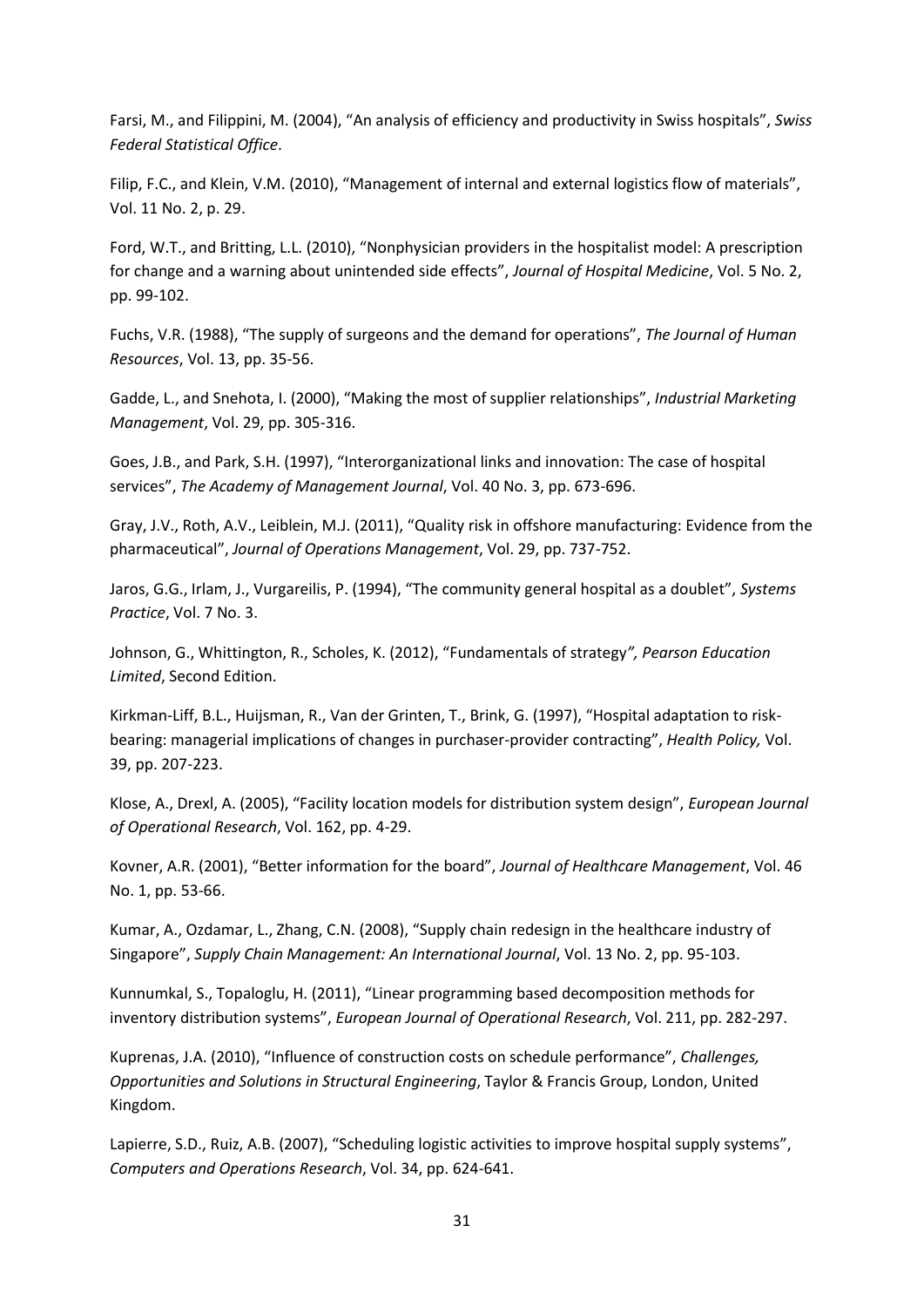Farsi, M., and Filippini, M. (2004), "An analysis of efficiency and productivity in Swiss hospitals", *Swiss Federal Statistical Office*.

Filip, F.C., and Klein, V.M. (2010), "Management of internal and external logistics flow of materials", Vol. 11 No. 2, p. 29.

Ford, W.T., and Britting, L.L. (2010), "Nonphysician providers in the hospitalist model: A prescription for change and a warning about unintended side effects", *Journal of Hospital Medicine*, Vol. 5 No. 2, pp. 99-102.

Fuchs, V.R. (1988), "The supply of surgeons and the demand for operations", *The Journal of Human Resources*, Vol. 13, pp. 35-56.

Gadde, L., and Snehota, I. (2000), "Making the most of supplier relationships", *Industrial Marketing Management*, Vol. 29, pp. 305-316.

Goes, J.B., and Park, S.H. (1997), "Interorganizational links and innovation: The case of hospital services", *The Academy of Management Journal*, Vol. 40 No. 3, pp. 673-696.

Gray, J.V., Roth, A.V., Leiblein, M.J. (2011), "Quality risk in offshore manufacturing: Evidence from the pharmaceutical", *Journal of Operations Management*, Vol. 29, pp. 737-752.

Jaros, G.G., Irlam, J., Vurgareilis, P. (1994), "The community general hospital as a doublet", *Systems Practice*, Vol. 7 No. 3.

Johnson, G., Whittington, R., Scholes, K. (2012), "Fundamentals of strategy*", Pearson Education Limited*, Second Edition.

Kirkman-Liff, B.L., Huijsman, R., Van der Grinten, T., Brink, G. (1997), "Hospital adaptation to risk-bearing: managerial implications of changes in purchaser-provider contracting", *Health Policy,* Vol. 39, pp. 207-223.

Klose, A., Drexl, A. (2005), "Facility location models for distribution system design", *European Journal of Operational Research*, Vol. 162, pp. 4-29.

Kovner, A.R. (2001), "Better information for the board", *Journal of Healthcare Management*, Vol. 46 No. 1, pp. 53-66.

Kumar, A., Ozdamar, L., Zhang, C.N. (2008), "Supply chain redesign in the healthcare industry of Singapore", *Supply Chain Management: An International Journal*, Vol. 13 No. 2, pp. 95-103.

Kunnumkal, S., Topaloglu, H. (2011), "Linear programming based decomposition methods for inventory distribution systems", *European Journal of Operational Research*, Vol. 211, pp. 282-297.

Kuprenas, J.A. (2010), "Influence of construction costs on schedule performance", *Challenges, Opportunities and Solutions in Structural Engineering*, Taylor & Francis Group, London, United Kingdom.

Lapierre, S.D., Ruiz, A.B. (2007), "Scheduling logistic activities to improve hospital supply systems", *Computers and Operations Research*, Vol. 34, pp. 624-641.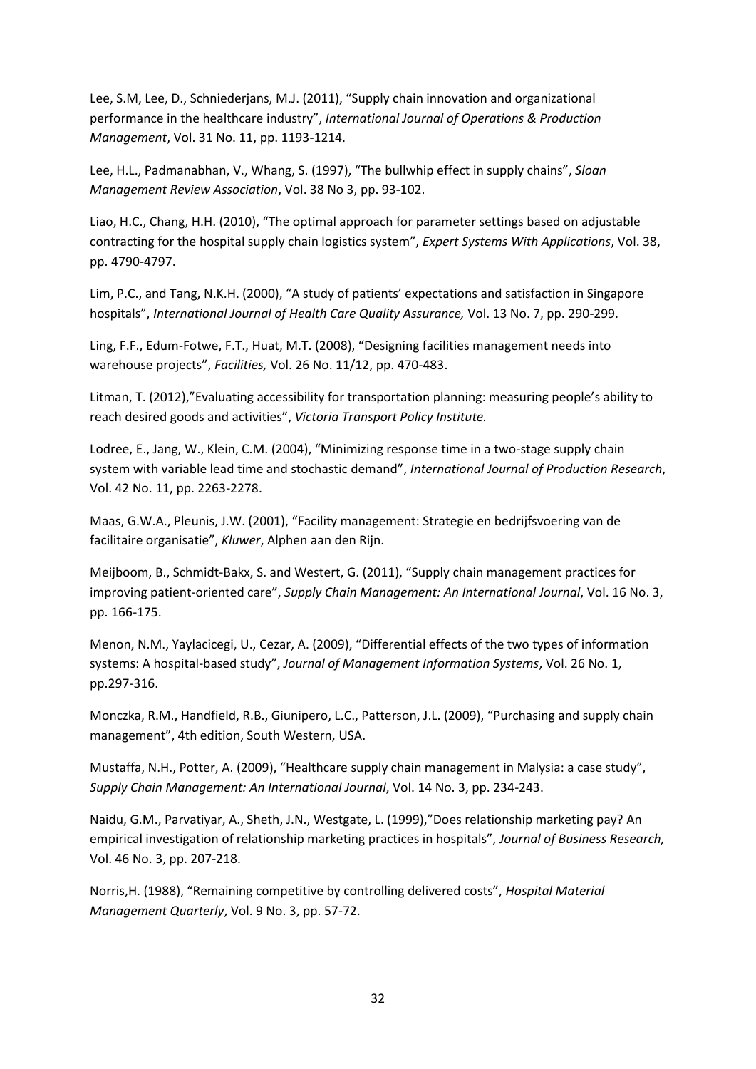Lee, S.M, Lee, D., Schniederjans, M.J. (2011), “Supply chain innovation and organizational performance in the healthcare industry”, *International Journal of Operations & Production Management*, Vol. 31 No. 11, pp. 1193-1214.

Lee, H.L., Padmanabhan, V., Whang, S. (1997), “The bullwhip effect in supply chains”, *Sloan Management Review Association*, Vol. 38 No 3, pp. 93-102.

Liao, H.C., Chang, H.H. (2010), “The optimal approach for parameter settings based on adjustable contracting for the hospital supply chain logistics system”, *Expert Systems With Applications*, Vol. 38, pp. 4790-4797.

Lim, P.C., and Tang, N.K.H. (2000), “A study of patients’ expectations and satisfaction in Singapore hospitals”, *International Journal of Health Care Quality Assurance,* Vol. 13 No. 7, pp. 290-299.

Ling, F.F., Edum-Fotwe, F.T., Huat, M.T. (2008), “Designing facilities management needs into warehouse projects”, *Facilities,* Vol. 26 No. 11/12, pp. 470-483.

Litman, T. (2012),”Evaluating accessibility for transportation planning: measuring people’s ability to reach desired goods and activities”, *Victoria Transport Policy Institute.*

Lodree, E., Jang, W., Klein, C.M. (2004), “Minimizing response time in a two-stage supply chain system with variable lead time and stochastic demand”, *International Journal of Production Research*, Vol. 42 No. 11, pp. 2263-2278.

Maas, G.W.A., Pleunis, J.W. (2001), “Facility management: Strategie en bedrijfsvoering van de facilitaire organisatie”, *Kluwer*, Alphen aan den Rijn.

Meijboom, B., Schmidt-Bakx, S. and Westert, G. (2011), “Supply chain management practices for improving patient-oriented care”, *Supply Chain Management: An International Journal*, Vol. 16 No. 3, pp. 166-175.

Menon, N.M., Yaylacicegi, U., Cezar, A. (2009), “Differential effects of the two types of information systems: A hospital-based study”, *Journal of Management Information Systems*, Vol. 26 No. 1, pp.297-316.

Monczka, R.M., Handfield, R.B., Giunipero, L.C., Patterson, J.L. (2009), “Purchasing and supply chain management”, 4th edition, South Western, USA.

Mustaffa, N.H., Potter, A. (2009), “Healthcare supply chain management in Malysia: a case study”, *Supply Chain Management: An International Journal*, Vol. 14 No. 3, pp. 234-243.

Naidu, G.M., Parvatiyar, A., Sheth, J.N., Westgate, L. (1999),”Does relationship marketing pay? An empirical investigation of relationship marketing practices in hospitals”, *Journal of Business Research,* Vol. 46 No. 3, pp. 207-218.

Norris,H. (1988), “Remaining competitive by controlling delivered costs”, *Hospital Material Management Quarterly*, Vol. 9 No. 3, pp. 57-72.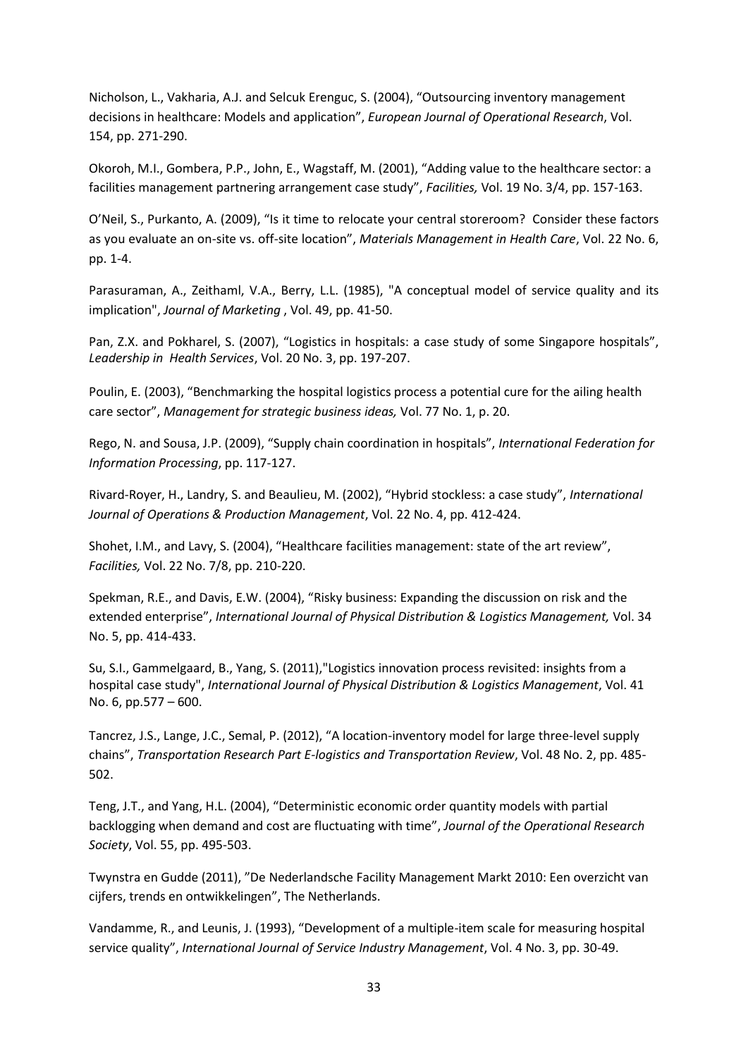Nicholson, L., Vakharia, A.J. and Selcuk Erenguc, S. (2004), "Outsourcing inventory management decisions in healthcare: Models and application", *European Journal of Operational Research*, Vol. 154, pp. 271-290.

Okoroh, M.I., Gombera, P.P., John, E., Wagstaff, M. (2001), "Adding value to the healthcare sector: a facilities management partnering arrangement case study", *Facilities,* Vol. 19 No. 3/4, pp. 157-163.

O'Neil, S., Purkanto, A. (2009), "Is it time to relocate your central storeroom? Consider these factors as you evaluate an on-site vs. off-site location", *Materials Management in Health Care*, Vol. 22 No. 6, pp. 1-4.

Parasuraman, A., Zeithaml, V.A., Berry, L.L. (1985), "A conceptual model of service quality and its implication", *Journal of Marketing* , Vol. 49, pp. 41-50.

Pan, Z.X. and Pokharel, S. (2007), "Logistics in hospitals: a case study of some Singapore hospitals", *Leadership in Health Services*, Vol. 20 No. 3, pp. 197-207.

Poulin, E. (2003), "Benchmarking the hospital logistics process a potential cure for the ailing health care sector", *Management for strategic business ideas,* Vol. 77 No. 1, p. 20.

Rego, N. and Sousa, J.P. (2009), "Supply chain coordination in hospitals", *International Federation for Information Processing*, pp. 117-127.

Rivard-Royer, H., Landry, S. and Beaulieu, M. (2002), "Hybrid stockless: a case study", *International Journal of Operations & Production Management*, Vol. 22 No. 4, pp. 412-424.

Shohet, I.M., and Lavy, S. (2004), "Healthcare facilities management: state of the art review", *Facilities,* Vol. 22 No. 7/8, pp. 210-220.

Spekman, R.E., and Davis, E.W. (2004), "Risky business: Expanding the discussion on risk and the extended enterprise", *International Journal of Physical Distribution & Logistics Management,* Vol. 34 No. 5, pp. 414-433.

Su, S.I., Gammelgaard, B., Yang, S. (2011),"Logistics innovation process revisited: insights from a hospital case study", *International Journal of Physical Distribution & Logistics Management*, Vol. 41 No. 6, pp.577 – 600.

Tancrez, J.S., Lange, J.C., Semal, P. (2012), "A location-inventory model for large three-level supply chains", *Transportation Research Part E-logistics and Transportation Review*, Vol. 48 No. 2, pp. 485-502.

Teng, J.T., and Yang, H.L. (2004), "Deterministic economic order quantity models with partial backlogging when demand and cost are fluctuating with time", *Journal of the Operational Research Society*, Vol. 55, pp. 495-503.

Twynstra en Gudde (2011), "De Nederlandsche Facility Management Markt 2010: Een overzicht van cijfers, trends en ontwikkelingen", The Netherlands.

Vandamme, R., and Leunis, J. (1993), "Development of a multiple-item scale for measuring hospital service quality", *International Journal of Service Industry Management*, Vol. 4 No. 3, pp. 30-49.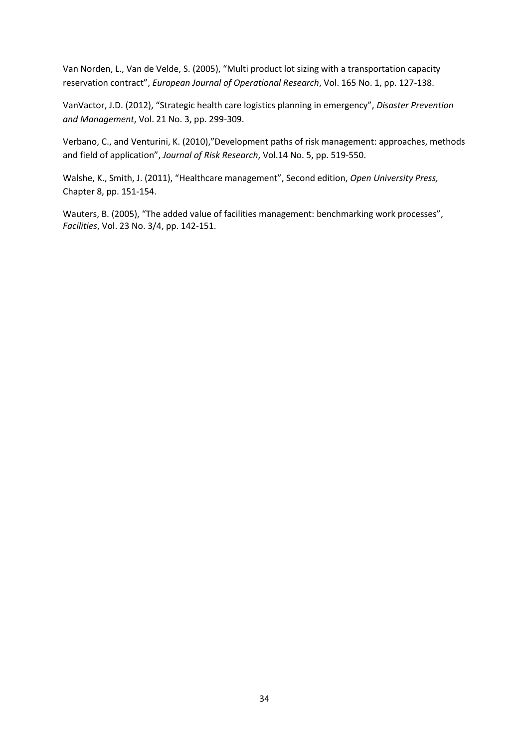Van Norden, L., Van de Velde, S. (2005), “Multi product lot sizing with a transportation capacity reservation contract”, *European Journal of Operational Research*, Vol. 165 No. 1, pp. 127-138.

VanVactor, J.D. (2012), “Strategic health care logistics planning in emergency”, *Disaster Prevention and Management*, Vol. 21 No. 3, pp. 299-309.

Verbano, C., and Venturini, K. (2010),”Development paths of risk management: approaches, methods and field of application”, *Journal of Risk Research*, Vol.14 No. 5, pp. 519-550.

Walshe, K., Smith, J. (2011), “Healthcare management”, Second edition, *Open University Press,* Chapter 8, pp. 151-154.

Wauters, B. (2005), “The added value of facilities management: benchmarking work processes”, *Facilities*, Vol. 23 No. 3/4, pp. 142-151.